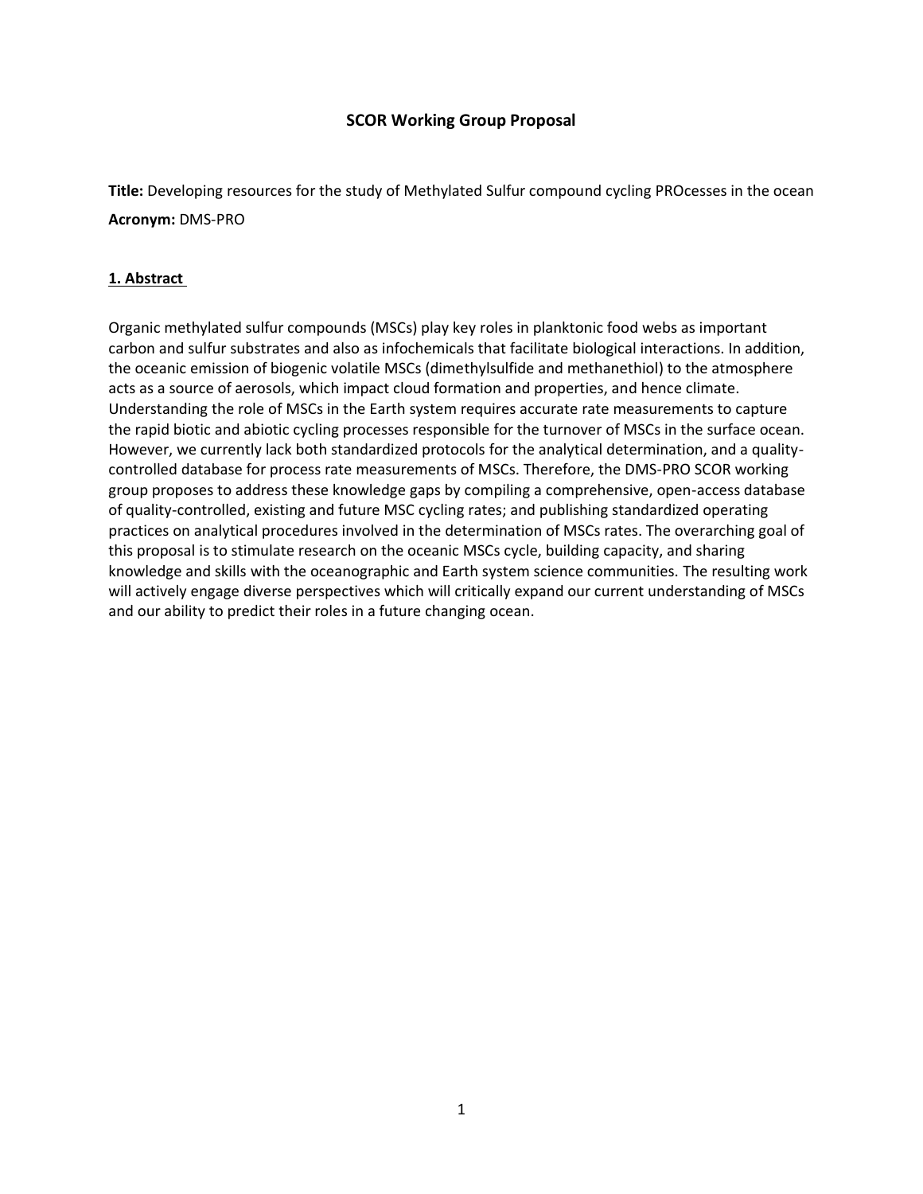# SCOR Working Group Proposal

**Title:** Developing resources for the study of Methylated Sulfur compound cycling PROcesses in the ocean

**Acronym:** DMS-PRO

## 1. Abstract

Organic methylated sulfur compounds (MSCs) play key roles in planktonic food webs as important carbon and sulfur substrates and also as infochemicals that facilitate biological interactions. In addition, the oceanic emission of biogenic volatile MSCs (dimethylsulfide and methanethiol) to the atmosphere acts as a source of aerosols, which impact cloud formation and properties, and hence climate. Understanding the role of MSCs in the Earth system requires accurate rate measurements to capture the rapid biotic and abiotic cycling processes responsible for the turnover of MSCs in the surface ocean. However, we currently lack both standardized protocols for the analytical determination, and a quality-controlled database for process rate measurements of MSCs. Therefore, the DMS-PRO SCOR working group proposes to address these knowledge gaps by compiling a comprehensive, open-access database of quality-controlled, existing and future MSC cycling rates; and publishing standardized operating practices on analytical procedures involved in the determination of MSCs rates. The overarching goal of this proposal is to stimulate research on the oceanic MSCs cycle, building capacity, and sharing knowledge and skills with the oceanographic and Earth system science communities. The resulting work will actively engage diverse perspectives which will critically expand our current understanding of MSCs and our ability to predict their roles in a future changing ocean.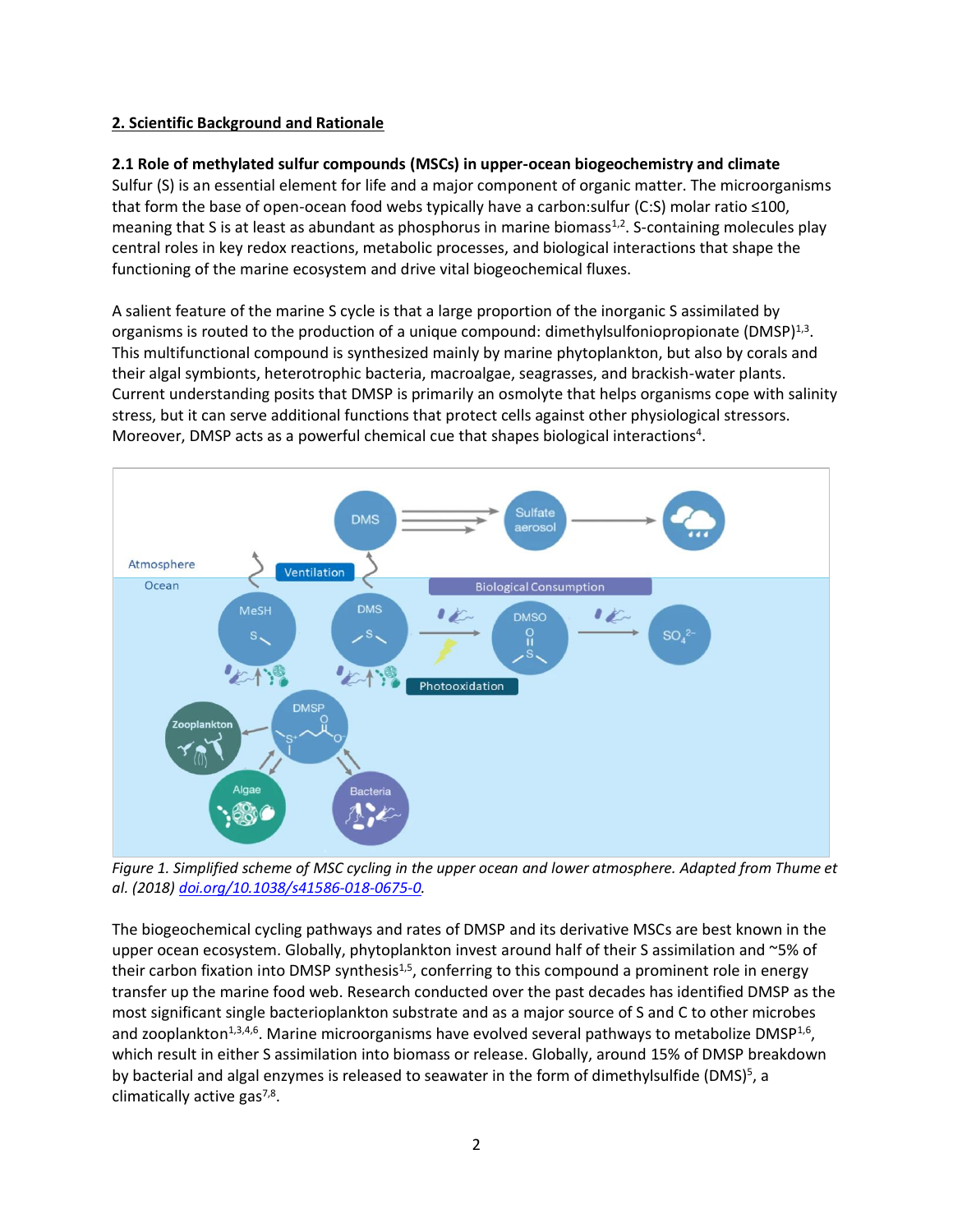## 2. Scientific Background and Rationale

### 2.1 Role of methylated sulfur compounds (MSCs) in upper-ocean biogeochemistry and climate

Sulfur (S) is an essential element for life and a major component of organic matter. The microorganisms that form the base of open-ocean food webs typically have a carbon:sulfur (C:S) molar ratio ≤100, meaning that S is at least as abundant as phosphorus in marine biomass[1,2]. S-containing molecules play central roles in key redox reactions, metabolic processes, and biological interactions that shape the functioning of the marine ecosystem and drive vital biogeochemical fluxes.

A salient feature of the marine S cycle is that a large proportion of the inorganic S assimilated by organisms is routed to the production of a unique compound: dimethylsulfoniopropionate (DMSP)[1,3]. This multifunctional compound is synthesized mainly by marine phytoplankton, but also by corals and their algal symbionts, heterotrophic bacteria, macroalgae, seagrasses, and brackish-water plants. Current understanding posits that DMSP is primarily an osmolyte that helps organisms cope with salinity stress, but it can serve additional functions that protect cells against other physiological stressors. Moreover, DMSP acts as a powerful chemical cue that shapes biological interactions[4].

DMS
Sulfate aerosol
Atmosphere
Ventilation
Ocean
Biological Consumption
MeSH
DMS
DMSO
$SO_4^{2-}$
Photooxidation
DMSP
Zooplankton
Algae
Bacteria

*Figure 1. Simplified scheme of MSC cycling in the upper ocean and lower atmosphere. Adapted from Thume et al. (2018) doi.org/10.1038/s41586-018-0675-0.*

The biogeochemical cycling pathways and rates of DMSP and its derivative MSCs are best known in the upper ocean ecosystem. Globally, phytoplankton invest around half of their S assimilation and ~5% of their carbon fixation into DMSP synthesis[1,5], conferring to this compound a prominent role in energy transfer up the marine food web. Research conducted over the past decades has identified DMSP as the most significant single bacterioplankton substrate and as a major source of S and C to other microbes and zooplankton[1,3,4,6]. Marine microorganisms have evolved several pathways to metabolize DMSP[1,6], which result in either S assimilation into biomass or release. Globally, around 15% of DMSP breakdown by bacterial and algal enzymes is released to seawater in the form of dimethylsulfide (DMS)[5], a climatically active gas[7,8].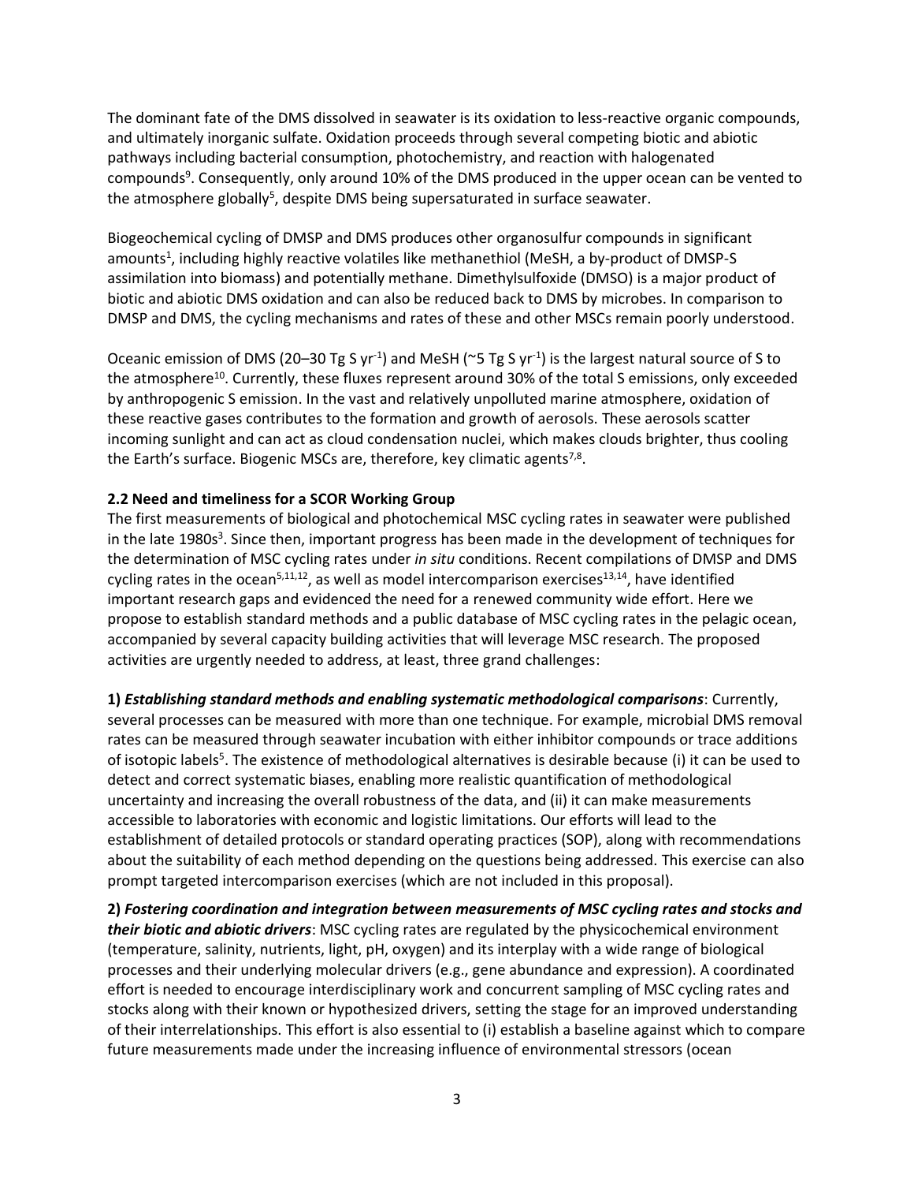The dominant fate of the DMS dissolved in seawater is its oxidation to less-reactive organic compounds, and ultimately inorganic sulfate. Oxidation proceeds through several competing biotic and abiotic pathways including bacterial consumption, photochemistry, and reaction with halogenated compounds[9]. Consequently, only around 10% of the DMS produced in the upper ocean can be vented to the atmosphere globally[5], despite DMS being supersaturated in surface seawater.

Biogeochemical cycling of DMSP and DMS produces other organosulfur compounds in significant amounts[1], including highly reactive volatiles like methanethiol (MeSH, a by-product of DMSP-S assimilation into biomass) and potentially methane. Dimethylsulfoxide (DMSO) is a major product of biotic and abiotic DMS oxidation and can also be reduced back to DMS by microbes. In comparison to DMSP and DMS, the cycling mechanisms and rates of these and other MSCs remain poorly understood.

Oceanic emission of DMS (20–30 Tg S $yr^{-1}$) and MeSH (~5 Tg S $yr^{-1}$) is the largest natural source of S to the atmosphere[10]. Currently, these fluxes represent around 30% of the total S emissions, only exceeded by anthropogenic S emission. In the vast and relatively unpolluted marine atmosphere, oxidation of these reactive gases contributes to the formation and growth of aerosols. These aerosols scatter incoming sunlight and can act as cloud condensation nuclei, which makes clouds brighter, thus cooling the Earth's surface. Biogenic MSCs are, therefore, key climatic agents[7,8].

### 2.2 Need and timeliness for a SCOR Working Group

The first measurements of biological and photochemical MSC cycling rates in seawater were published in the late 1980s[3]. Since then, important progress has been made in the development of techniques for the determination of MSC cycling rates under *in situ* conditions. Recent compilations of DMSP and DMS cycling rates in the ocean[5,11,12], as well as model intercomparison exercises[13,14], have identified important research gaps and evidenced the need for a renewed community wide effort. Here we propose to establish standard methods and a public database of MSC cycling rates in the pelagic ocean, accompanied by several capacity building activities that will leverage MSC research. The proposed activities are urgently needed to address, at least, three grand challenges:

**1)** ***Establishing standard methods and enabling systematic methodological comparisons***: Currently, several processes can be measured with more than one technique. For example, microbial DMS removal rates can be measured through seawater incubation with either inhibitor compounds or trace additions of isotopic labels[5]. The existence of methodological alternatives is desirable because (i) it can be used to detect and correct systematic biases, enabling more realistic quantification of methodological uncertainty and increasing the overall robustness of the data, and (ii) it can make measurements accessible to laboratories with economic and logistic limitations. Our efforts will lead to the establishment of detailed protocols or standard operating practices (SOP), along with recommendations about the suitability of each method depending on the questions being addressed. This exercise can also prompt targeted intercomparison exercises (which are not included in this proposal).

**2)** ***Fostering coordination and integration between measurements of MSC cycling rates and stocks and their biotic and abiotic drivers***: MSC cycling rates are regulated by the physicochemical environment (temperature, salinity, nutrients, light, pH, oxygen) and its interplay with a wide range of biological processes and their underlying molecular drivers (e.g., gene abundance and expression). A coordinated effort is needed to encourage interdisciplinary work and concurrent sampling of MSC cycling rates and stocks along with their known or hypothesized drivers, setting the stage for an improved understanding of their interrelationships. This effort is also essential to (i) establish a baseline against which to compare future measurements made under the increasing influence of environmental stressors (ocean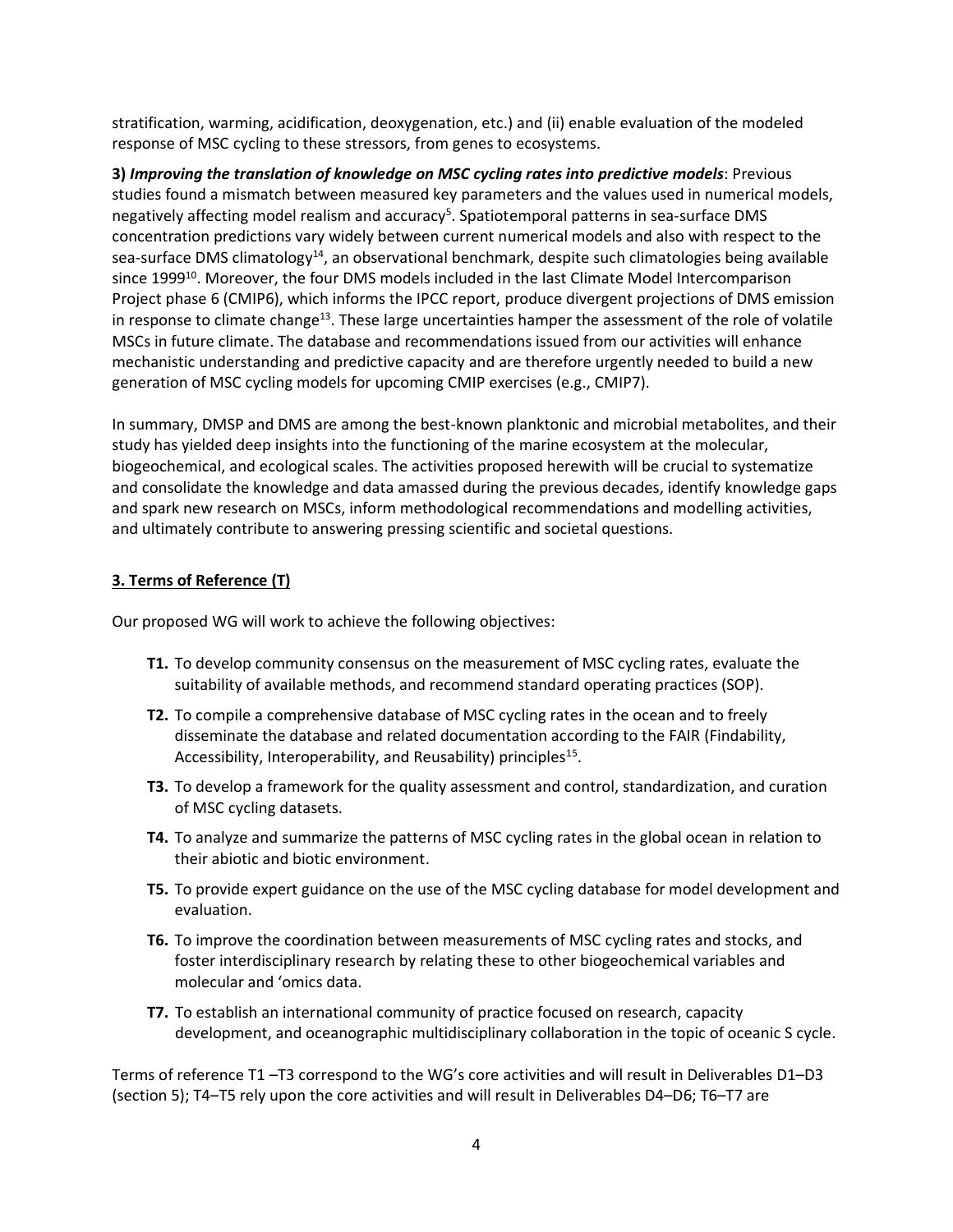stratification, warming, acidification, deoxygenation, etc.) and (ii) enable evaluation of the modeled response of MSC cycling to these stressors, from genes to ecosystems.

**3)** ***Improving the translation of knowledge on MSC cycling rates into predictive models***: Previous studies found a mismatch between measured key parameters and the values used in numerical models, negatively affecting model realism and accuracy[5]. Spatiotemporal patterns in sea-surface DMS concentration predictions vary widely between current numerical models and also with respect to the sea-surface DMS climatology[14], an observational benchmark, despite such climatologies being available since 1999[10]. Moreover, the four DMS models included in the last Climate Model Intercomparison Project phase 6 (CMIP6), which informs the IPCC report, produce divergent projections of DMS emission in response to climate change[13]. These large uncertainties hamper the assessment of the role of volatile MSCs in future climate. The database and recommendations issued from our activities will enhance mechanistic understanding and predictive capacity and are therefore urgently needed to build a new generation of MSC cycling models for upcoming CMIP exercises (e.g., CMIP7).

In summary, DMSP and DMS are among the best-known planktonic and microbial metabolites, and their study has yielded deep insights into the functioning of the marine ecosystem at the molecular, biogeochemical, and ecological scales. The activities proposed herewith will be crucial to systematize and consolidate the knowledge and data amassed during the previous decades, identify knowledge gaps and spark new research on MSCs, inform methodological recommendations and modelling activities, and ultimately contribute to answering pressing scientific and societal questions.

## 3. Terms of Reference (T)

Our proposed WG will work to achieve the following objectives:

- **T1.** To develop community consensus on the measurement of MSC cycling rates, evaluate the suitability of available methods, and recommend standard operating practices (SOP).
- **T2.** To compile a comprehensive database of MSC cycling rates in the ocean and to freely disseminate the database and related documentation according to the FAIR (Findability, Accessibility, Interoperability, and Reusability) principles[15].
- **T3.** To develop a framework for the quality assessment and control, standardization, and curation of MSC cycling datasets.
- **T4.** To analyze and summarize the patterns of MSC cycling rates in the global ocean in relation to their abiotic and biotic environment.
- **T5.** To provide expert guidance on the use of the MSC cycling database for model development and evaluation.
- **T6.** To improve the coordination between measurements of MSC cycling rates and stocks, and foster interdisciplinary research by relating these to other biogeochemical variables and molecular and 'omics data.
- **T7.** To establish an international community of practice focused on research, capacity development, and oceanographic multidisciplinary collaboration in the topic of oceanic S cycle.

Terms of reference T1 –T3 correspond to the WG's core activities and will result in Deliverables D1–D3 (section 5); T4–T5 rely upon the core activities and will result in Deliverables D4–D6; T6–T7 are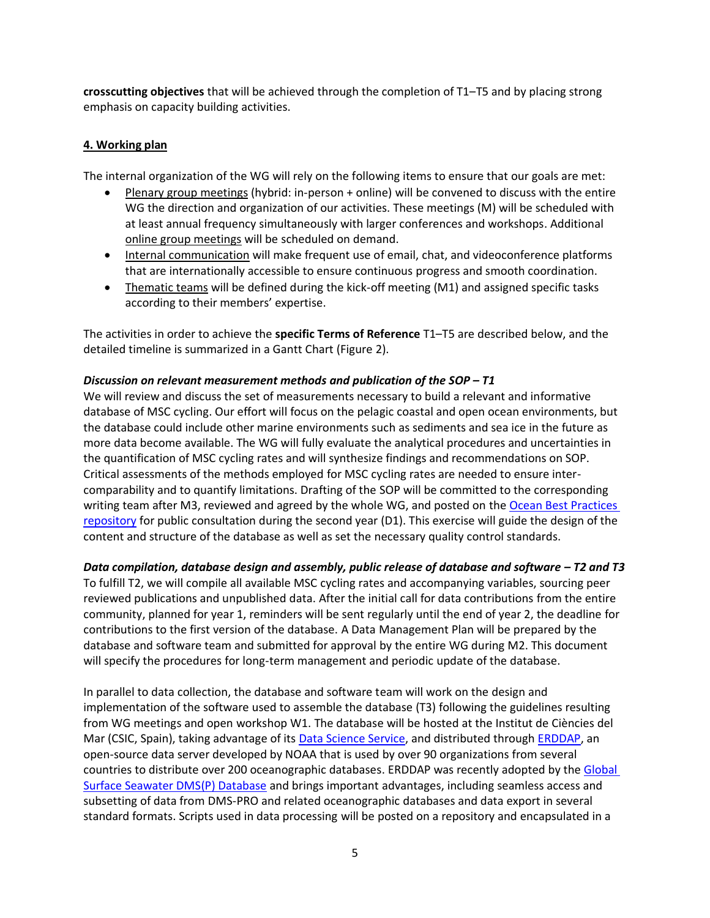**crosscutting objectives** that will be achieved through the completion of T1–T5 and by placing strong emphasis on capacity building activities.

## 4. Working plan

The internal organization of the WG will rely on the following items to ensure that our goals are met:

- Plenary group meetings (hybrid: in-person + online) will be convened to discuss with the entire WG the direction and organization of our activities. These meetings (M) will be scheduled with at least annual frequency simultaneously with larger conferences and workshops. Additional online group meetings will be scheduled on demand.
- Internal communication will make frequent use of email, chat, and videoconference platforms that are internationally accessible to ensure continuous progress and smooth coordination.
- Thematic teams will be defined during the kick-off meeting (M1) and assigned specific tasks according to their members' expertise.

The activities in order to achieve the **specific Terms of Reference** T1–T5 are described below, and the detailed timeline is summarized in a Gantt Chart (Figure 2).

***Discussion on relevant measurement methods and publication of the SOP – T1***

We will review and discuss the set of measurements necessary to build a relevant and informative database of MSC cycling. Our effort will focus on the pelagic coastal and open ocean environments, but the database could include other marine environments such as sediments and sea ice in the future as more data become available. The WG will fully evaluate the analytical procedures and uncertainties in the quantification of MSC cycling rates and will synthesize findings and recommendations on SOP. Critical assessments of the methods employed for MSC cycling rates are needed to ensure inter-comparability and to quantify limitations. Drafting of the SOP will be committed to the corresponding writing team after M3, reviewed and agreed by the whole WG, and posted on the Ocean Best Practices repository for public consultation during the second year (D1). This exercise will guide the design of the content and structure of the database as well as set the necessary quality control standards.

***Data compilation, database design and assembly, public release of database and software – T2 and T3***

To fulfill T2, we will compile all available MSC cycling rates and accompanying variables, sourcing peer reviewed publications and unpublished data. After the initial call for data contributions from the entire community, planned for year 1, reminders will be sent regularly until the end of year 2, the deadline for contributions to the first version of the database. A Data Management Plan will be prepared by the database and software team and submitted for approval by the entire WG during M2. This document will specify the procedures for long-term management and periodic update of the database.

In parallel to data collection, the database and software team will work on the design and implementation of the software used to assemble the database (T3) following the guidelines resulting from WG meetings and open workshop W1. The database will be hosted at the Institut de Ciències del Mar (CSIC, Spain), taking advantage of its Data Science Service, and distributed through ERDDAP, an open-source data server developed by NOAA that is used by over 90 organizations from several countries to distribute over 200 oceanographic databases. ERDDAP was recently adopted by the Global Surface Seawater DMS(P) Database and brings important advantages, including seamless access and subsetting of data from DMS-PRO and related oceanographic databases and data export in several standard formats. Scripts used in data processing will be posted on a repository and encapsulated in a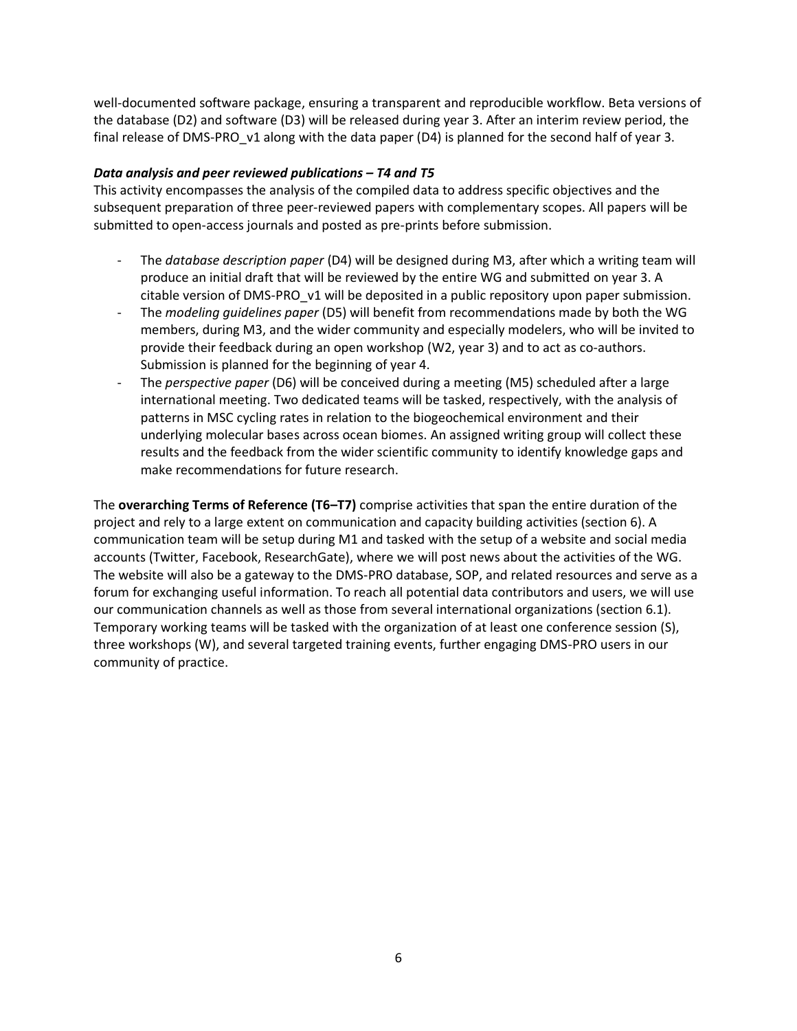well-documented software package, ensuring a transparent and reproducible workflow. Beta versions of the database (D2) and software (D3) will be released during year 3. After an interim review period, the final release of DMS-PRO_v1 along with the data paper (D4) is planned for the second half of year 3.

***Data analysis and peer reviewed publications – T4 and T5***

This activity encompasses the analysis of the compiled data to address specific objectives and the subsequent preparation of three peer-reviewed papers with complementary scopes. All papers will be submitted to open-access journals and posted as pre-prints before submission.

- The *database description paper* (D4) will be designed during M3, after which a writing team will produce an initial draft that will be reviewed by the entire WG and submitted on year 3. A citable version of DMS-PRO_v1 will be deposited in a public repository upon paper submission.
- The *modeling guidelines paper* (D5) will benefit from recommendations made by both the WG members, during M3, and the wider community and especially modelers, who will be invited to provide their feedback during an open workshop (W2, year 3) and to act as co-authors. Submission is planned for the beginning of year 4.
- The *perspective paper* (D6) will be conceived during a meeting (M5) scheduled after a large international meeting. Two dedicated teams will be tasked, respectively, with the analysis of patterns in MSC cycling rates in relation to the biogeochemical environment and their underlying molecular bases across ocean biomes. An assigned writing group will collect these results and the feedback from the wider scientific community to identify knowledge gaps and make recommendations for future research.

The **overarching Terms of Reference (T6–T7)** comprise activities that span the entire duration of the project and rely to a large extent on communication and capacity building activities (section 6). A communication team will be setup during M1 and tasked with the setup of a website and social media accounts (Twitter, Facebook, ResearchGate), where we will post news about the activities of the WG. The website will also be a gateway to the DMS-PRO database, SOP, and related resources and serve as a forum for exchanging useful information. To reach all potential data contributors and users, we will use our communication channels as well as those from several international organizations (section 6.1). Temporary working teams will be tasked with the organization of at least one conference session (S), three workshops (W), and several targeted training events, further engaging DMS-PRO users in our community of practice.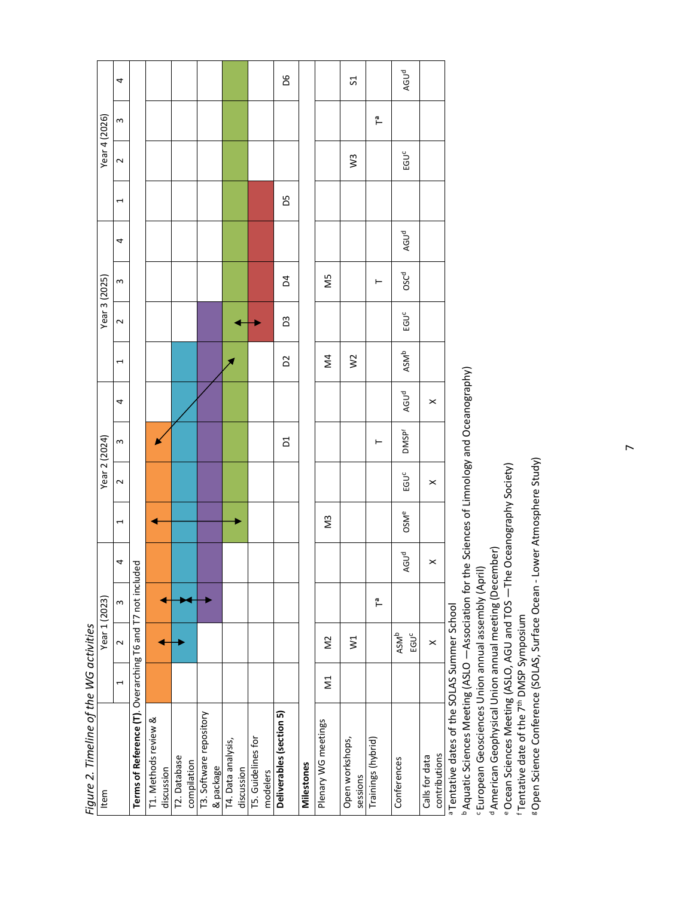*Figure 2. Timeline of the WG activities*

| Item | Year 1 (2023) | | | | Year 2 (2024) | | | | Year 3 (2025) | | | | Year 4 (2026) | | | |
|---|---|---|---|---|---|---|---|---|---|---|---|---|---|---|---|---|
| | 1 | 2 | 3 | 4 | 1 | 2 | 3 | 4 | 1 | 2 | 3 | 4 | 1 | 2 | 3 | 4 |
| **Terms of Reference (T)**. Overarching T6 and T7 not included | | | | | | | | | | | | | | | | |
| T1. Methods review & discussion | | | | | | | | | | | | | | | | |
| T2. Database compilation | | | | | | | | | | | | | | | | |
| T3. Software repository & package | | | | | | | | | | | | | | | | |
| T4. Data analysis, discussion | | | | | | | | | | | | | | | | |
| T5. Guidelines for modelers | | | | | | | | | | | | | | | | |
| **Deliverables (section 5)** | | | | | | | D1 | | D2 | D3 | D4 | | D5 | | | D6 |
| **Milestones** | | | | | | | | | | | | | | | | |
| Plenary WG meetings | M1 | M2 | | | M3 | | | | M4 | | M5 | | | | | |
| Open workshops, sessions | | W1 | | | | | | | W2 | | | | | W3 | | S1 |
| Trainings (hybrid) | | | T[a] | | | | T | | | | T | | | | T[a] | |
| Conferences | | ASM[b] EGU[c] | | AGU[d] | OSM[e] | EGU[c] | DMSP[f] | AGU[d] | ASM[b] | EGU[c] | OSC[d] | AGU[d] | | EGU[c] | | AGU[d] |
| Calls for data contributions | | X | | X | | X | | X | | | | | | | | |

[a] Tentative dates of the SOLAS Summer School
[b] Aquatic Sciences Meeting (ASLO —Association for the Sciences of Limnology and Oceanography)
[c] European Geosciences Union annual assembly (April)
[d] American Geophysical Union annual meeting (December)
[e] Ocean Sciences Meeting (ASLO, AGU and TOS —The Oceanography Society)
[f] Tentative date of the 7[th] DMSP Symposium
[g] Open Science Conference (SOLAS, Surface Ocean - Lower Atmosphere Study)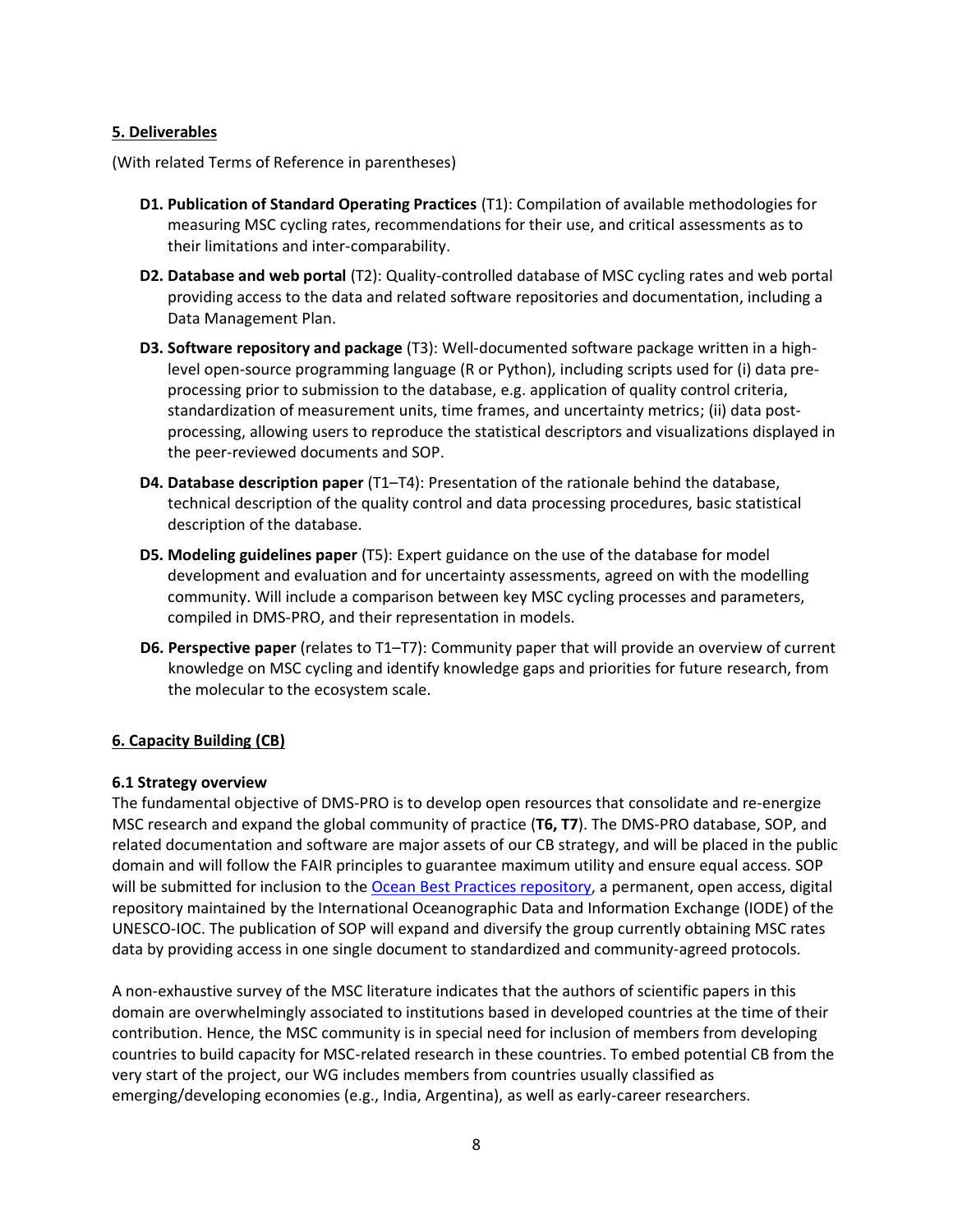## 5. Deliverables

(With related Terms of Reference in parentheses)

- **D1. Publication of Standard Operating Practices** (T1): Compilation of available methodologies for measuring MSC cycling rates, recommendations for their use, and critical assessments as to their limitations and inter-comparability.
- **D2. Database and web portal** (T2): Quality-controlled database of MSC cycling rates and web portal providing access to the data and related software repositories and documentation, including a Data Management Plan.
- **D3. Software repository and package** (T3): Well-documented software package written in a high-level open-source programming language (R or Python), including scripts used for (i) data pre-processing prior to submission to the database, e.g. application of quality control criteria, standardization of measurement units, time frames, and uncertainty metrics; (ii) data post-processing, allowing users to reproduce the statistical descriptors and visualizations displayed in the peer-reviewed documents and SOP.
- **D4. Database description paper** (T1–T4): Presentation of the rationale behind the database, technical description of the quality control and data processing procedures, basic statistical description of the database.
- **D5. Modeling guidelines paper** (T5): Expert guidance on the use of the database for model development and evaluation and for uncertainty assessments, agreed on with the modelling community. Will include a comparison between key MSC cycling processes and parameters, compiled in DMS-PRO, and their representation in models.
- **D6. Perspective paper** (relates to T1–T7): Community paper that will provide an overview of current knowledge on MSC cycling and identify knowledge gaps and priorities for future research, from the molecular to the ecosystem scale.

## 6. Capacity Building (CB)

### 6.1 Strategy overview

The fundamental objective of DMS-PRO is to develop open resources that consolidate and re-energize MSC research and expand the global community of practice (**T6, T7**). The DMS-PRO database, SOP, and related documentation and software are major assets of our CB strategy, and will be placed in the public domain and will follow the FAIR principles to guarantee maximum utility and ensure equal access. SOP will be submitted for inclusion to the [Ocean Best Practices repository](), a permanent, open access, digital repository maintained by the International Oceanographic Data and Information Exchange (IODE) of the UNESCO-IOC. The publication of SOP will expand and diversify the group currently obtaining MSC rates data by providing access in one single document to standardized and community-agreed protocols.

A non-exhaustive survey of the MSC literature indicates that the authors of scientific papers in this domain are overwhelmingly associated to institutions based in developed countries at the time of their contribution. Hence, the MSC community is in special need for inclusion of members from developing countries to build capacity for MSC-related research in these countries. To embed potential CB from the very start of the project, our WG includes members from countries usually classified as emerging/developing economies (e.g., India, Argentina), as well as early-career researchers.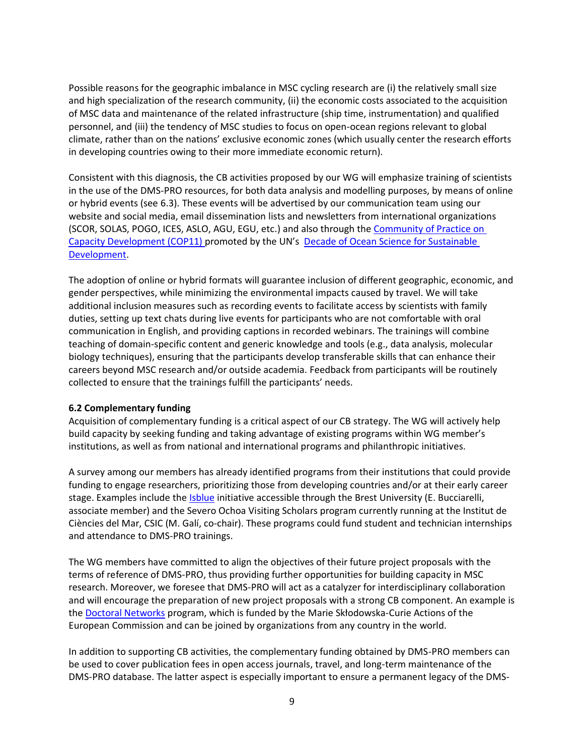Possible reasons for the geographic imbalance in MSC cycling research are (i) the relatively small size and high specialization of the research community, (ii) the economic costs associated to the acquisition of MSC data and maintenance of the related infrastructure (ship time, instrumentation) and qualified personnel, and (iii) the tendency of MSC studies to focus on open-ocean regions relevant to global climate, rather than on the nations' exclusive economic zones (which usually center the research efforts in developing countries owing to their more immediate economic return).

Consistent with this diagnosis, the CB activities proposed by our WG will emphasize training of scientists in the use of the DMS-PRO resources, for both data analysis and modelling purposes, by means of online or hybrid events (see 6.3). These events will be advertised by our communication team using our website and social media, email dissemination lists and newsletters from international organizations (SCOR, SOLAS, POGO, ICES, ASLO, AGU, EGU, etc.) and also through the Community of Practice on Capacity Development (COP11) promoted by the UN's Decade of Ocean Science for Sustainable Development.

The adoption of online or hybrid formats will guarantee inclusion of different geographic, economic, and gender perspectives, while minimizing the environmental impacts caused by travel. We will take additional inclusion measures such as recording events to facilitate access by scientists with family duties, setting up text chats during live events for participants who are not comfortable with oral communication in English, and providing captions in recorded webinars. The trainings will combine teaching of domain-specific content and generic knowledge and tools (e.g., data analysis, molecular biology techniques), ensuring that the participants develop transferable skills that can enhance their careers beyond MSC research and/or outside academia. Feedback from participants will be routinely collected to ensure that the trainings fulfill the participants' needs.

**6.2 Complementary funding**

Acquisition of complementary funding is a critical aspect of our CB strategy. The WG will actively help build capacity by seeking funding and taking advantage of existing programs within WG member's institutions, as well as from national and international programs and philanthropic initiatives.

A survey among our members has already identified programs from their institutions that could provide funding to engage researchers, prioritizing those from developing countries and/or at their early career stage. Examples include the Isblue initiative accessible through the Brest University (E. Bucciarelli, associate member) and the Severo Ochoa Visiting Scholars program currently running at the Institut de Ciències del Mar, CSIC (M. Galí, co-chair). These programs could fund student and technician internships and attendance to DMS-PRO trainings.

The WG members have committed to align the objectives of their future project proposals with the terms of reference of DMS-PRO, thus providing further opportunities for building capacity in MSC research. Moreover, we foresee that DMS-PRO will act as a catalyzer for interdisciplinary collaboration and will encourage the preparation of new project proposals with a strong CB component. An example is the Doctoral Networks program, which is funded by the Marie Skłodowska-Curie Actions of the European Commission and can be joined by organizations from any country in the world.

In addition to supporting CB activities, the complementary funding obtained by DMS-PRO members can be used to cover publication fees in open access journals, travel, and long-term maintenance of the DMS-PRO database. The latter aspect is especially important to ensure a permanent legacy of the DMS-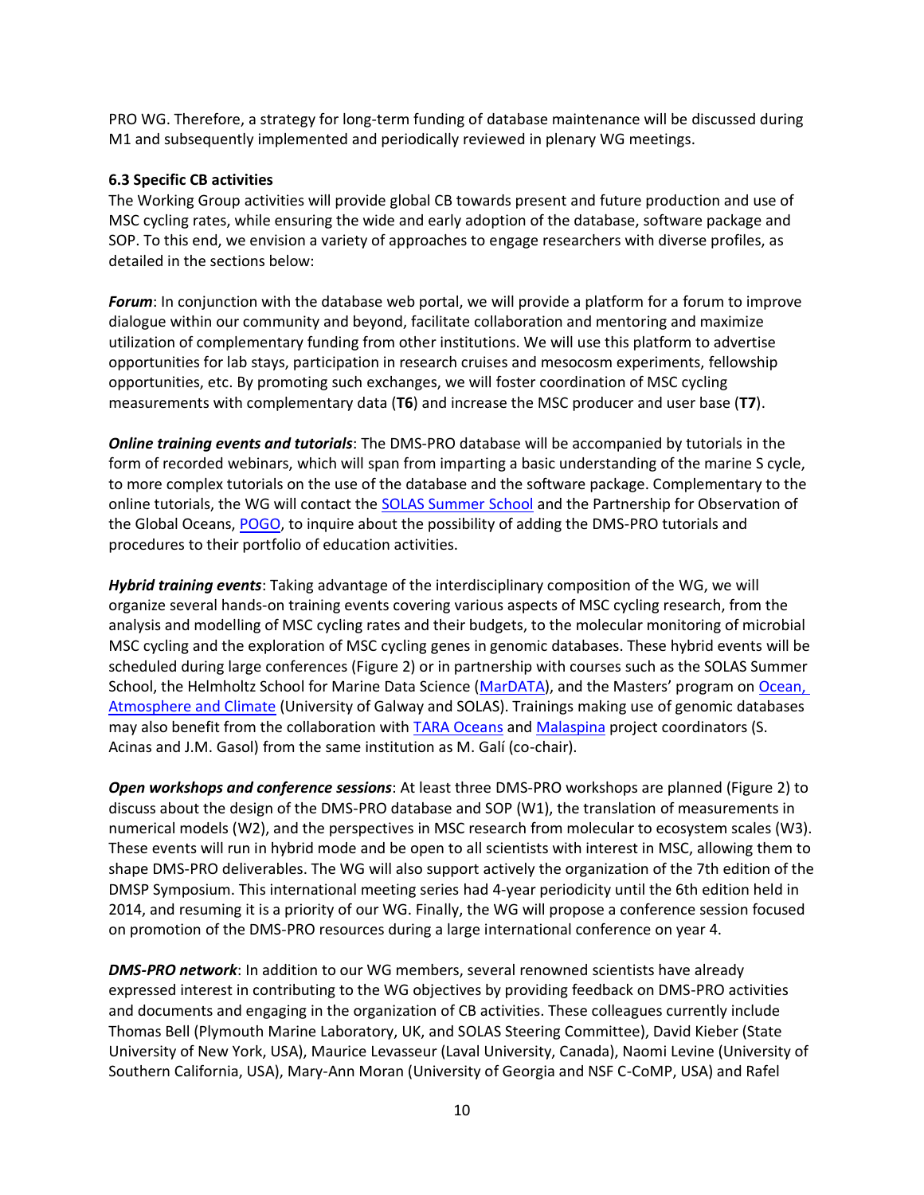PRO WG. Therefore, a strategy for long-term funding of database maintenance will be discussed during M1 and subsequently implemented and periodically reviewed in plenary WG meetings.

**6.3 Specific CB activities**

The Working Group activities will provide global CB towards present and future production and use of MSC cycling rates, while ensuring the wide and early adoption of the database, software package and SOP. To this end, we envision a variety of approaches to engage researchers with diverse profiles, as detailed in the sections below:

***Forum***: In conjunction with the database web portal, we will provide a platform for a forum to improve dialogue within our community and beyond, facilitate collaboration and mentoring and maximize utilization of complementary funding from other institutions. We will use this platform to advertise opportunities for lab stays, participation in research cruises and mesocosm experiments, fellowship opportunities, etc. By promoting such exchanges, we will foster coordination of MSC cycling measurements with complementary data (**T6**) and increase the MSC producer and user base (**T7**).

***Online training events and tutorials***: The DMS-PRO database will be accompanied by tutorials in the form of recorded webinars, which will span from imparting a basic understanding of the marine S cycle, to more complex tutorials on the use of the database and the software package. Complementary to the online tutorials, the WG will contact the SOLAS Summer School and the Partnership for Observation of the Global Oceans, POGO, to inquire about the possibility of adding the DMS-PRO tutorials and procedures to their portfolio of education activities.

***Hybrid training events***: Taking advantage of the interdisciplinary composition of the WG, we will organize several hands-on training events covering various aspects of MSC cycling research, from the analysis and modelling of MSC cycling rates and their budgets, to the molecular monitoring of microbial MSC cycling and the exploration of MSC cycling genes in genomic databases. These hybrid events will be scheduled during large conferences (Figure 2) or in partnership with courses such as the SOLAS Summer School, the Helmholtz School for Marine Data Science (MarDATA), and the Masters' program on Ocean, Atmosphere and Climate (University of Galway and SOLAS). Trainings making use of genomic databases may also benefit from the collaboration with TARA Oceans and Malaspina project coordinators (S. Acinas and J.M. Gasol) from the same institution as M. Galí (co-chair).

***Open workshops and conference sessions***: At least three DMS-PRO workshops are planned (Figure 2) to discuss about the design of the DMS-PRO database and SOP (W1), the translation of measurements in numerical models (W2), and the perspectives in MSC research from molecular to ecosystem scales (W3). These events will run in hybrid mode and be open to all scientists with interest in MSC, allowing them to shape DMS-PRO deliverables. The WG will also support actively the organization of the 7th edition of the DMSP Symposium. This international meeting series had 4-year periodicity until the 6th edition held in 2014, and resuming it is a priority of our WG. Finally, the WG will propose a conference session focused on promotion of the DMS-PRO resources during a large international conference on year 4.

***DMS-PRO network***: In addition to our WG members, several renowned scientists have already expressed interest in contributing to the WG objectives by providing feedback on DMS-PRO activities and documents and engaging in the organization of CB activities. These colleagues currently include Thomas Bell (Plymouth Marine Laboratory, UK, and SOLAS Steering Committee), David Kieber (State University of New York, USA), Maurice Levasseur (Laval University, Canada), Naomi Levine (University of Southern California, USA), Mary-Ann Moran (University of Georgia and NSF C-CoMP, USA) and Rafel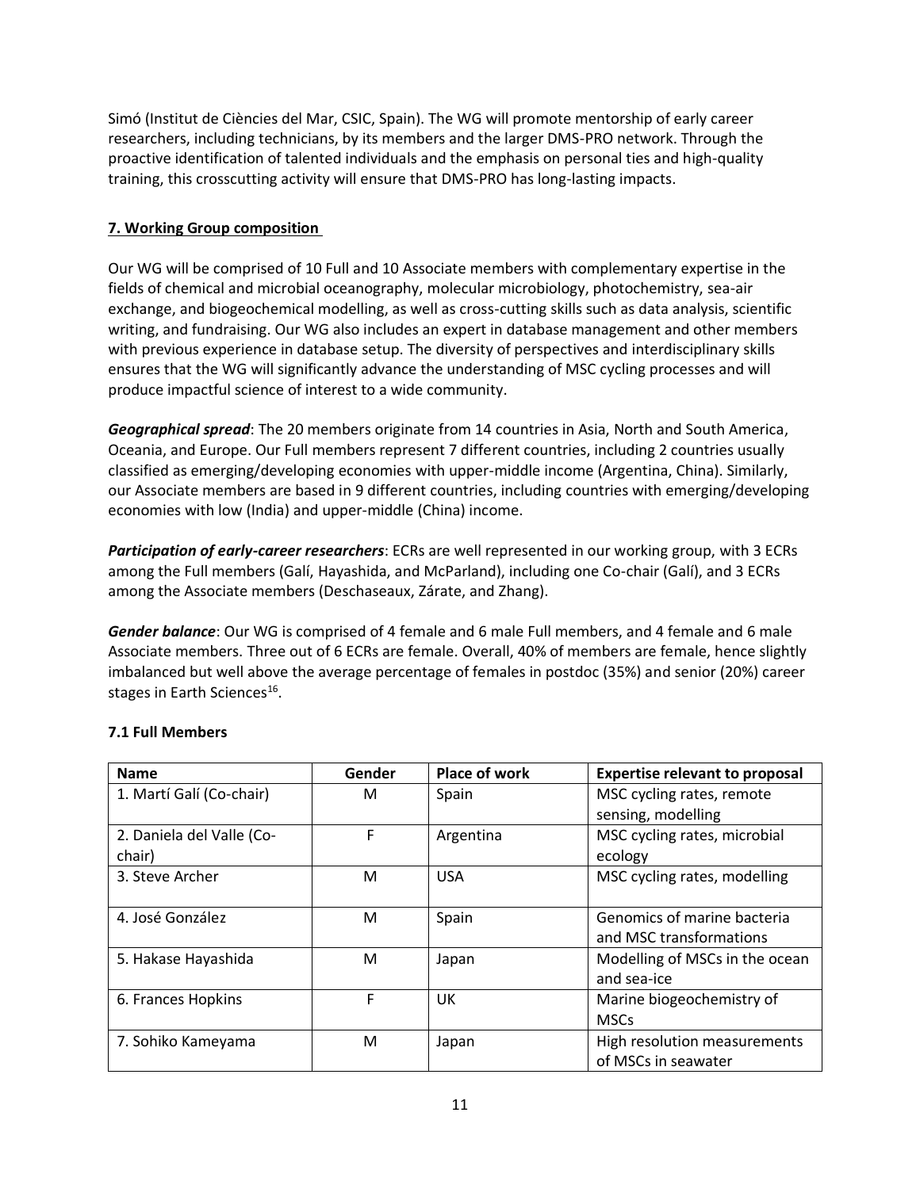Simó (Institut de Ciències del Mar, CSIC, Spain). The WG will promote mentorship of early career researchers, including technicians, by its members and the larger DMS-PRO network. Through the proactive identification of talented individuals and the emphasis on personal ties and high-quality training, this crosscutting activity will ensure that DMS-PRO has long-lasting impacts.

## 7. Working Group composition

Our WG will be comprised of 10 Full and 10 Associate members with complementary expertise in the fields of chemical and microbial oceanography, molecular microbiology, photochemistry, sea-air exchange, and biogeochemical modelling, as well as cross-cutting skills such as data analysis, scientific writing, and fundraising. Our WG also includes an expert in database management and other members with previous experience in database setup. The diversity of perspectives and interdisciplinary skills ensures that the WG will significantly advance the understanding of MSC cycling processes and will produce impactful science of interest to a wide community.

***Geographical spread***: The 20 members originate from 14 countries in Asia, North and South America, Oceania, and Europe. Our Full members represent 7 different countries, including 2 countries usually classified as emerging/developing economies with upper-middle income (Argentina, China). Similarly, our Associate members are based in 9 different countries, including countries with emerging/developing economies with low (India) and upper-middle (China) income.

***Participation of early-career researchers***: ECRs are well represented in our working group, with 3 ECRs among the Full members (Galí, Hayashida, and McParland), including one Co-chair (Galí), and 3 ECRs among the Associate members (Deschaseaux, Zárate, and Zhang).

***Gender balance***: Our WG is comprised of 4 female and 6 male Full members, and 4 female and 6 male Associate members. Three out of 6 ECRs are female. Overall, 40% of members are female, hence slightly imbalanced but well above the average percentage of females in postdoc (35%) and senior (20%) career stages in Earth Sciences[16].

### 7.1 Full Members

| Name | Gender | Place of work | Expertise relevant to proposal |
|---|---|---|---|
| 1. Martí Galí (Co-chair) | M | Spain | MSC cycling rates, remote sensing, modelling |
| 2. Daniela del Valle (Co-chair) | F | Argentina | MSC cycling rates, microbial ecology |
| 3. Steve Archer | M | USA | MSC cycling rates, modelling |
| 4. José González | M | Spain | Genomics of marine bacteria and MSC transformations |
| 5. Hakase Hayashida | M | Japan | Modelling of MSCs in the ocean and sea-ice |
| 6. Frances Hopkins | F | UK | Marine biogeochemistry of MSCs |
| 7. Sohiko Kameyama | M | Japan | High resolution measurements of MSCs in seawater |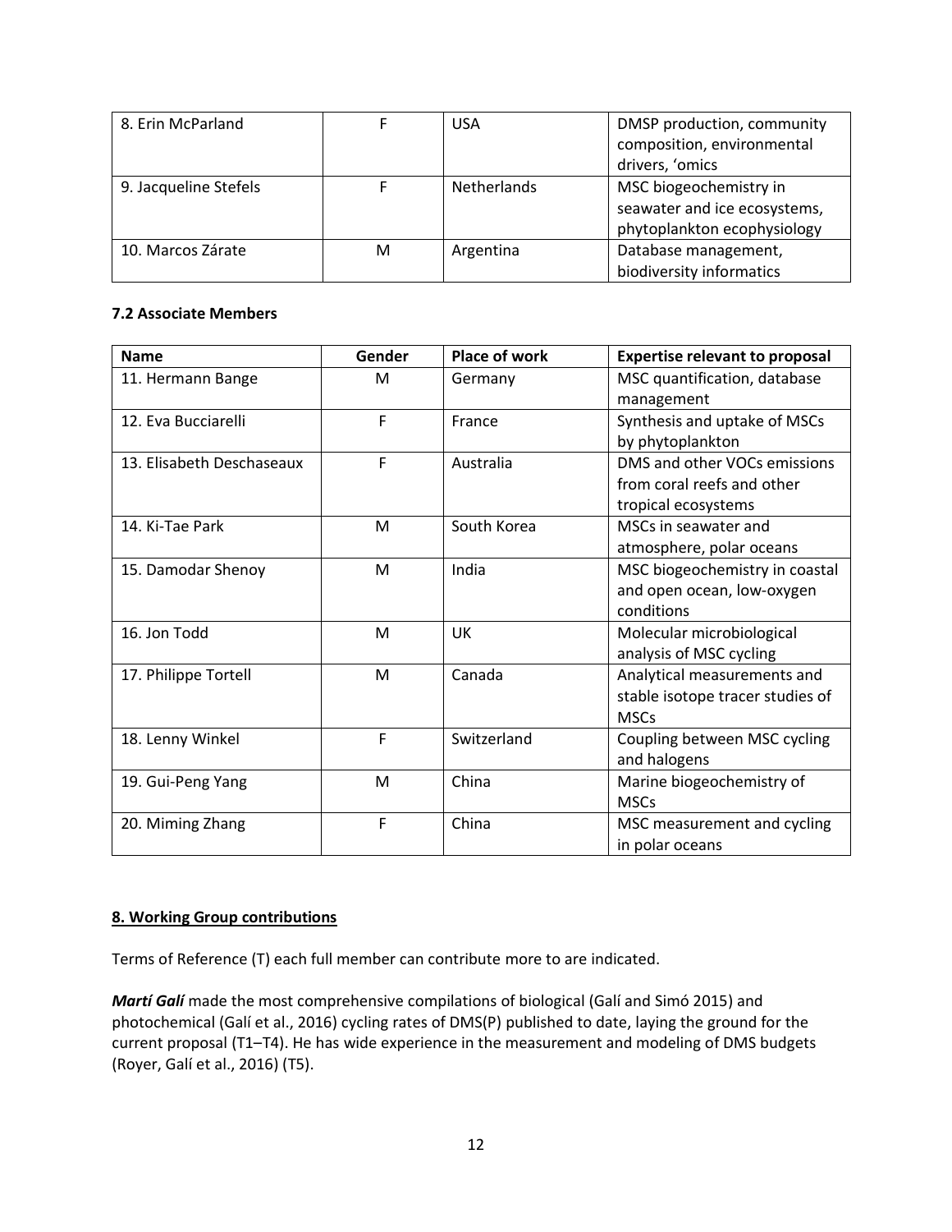| | | | |
|---|---|---|---|
| 8. Erin McParland | F | USA | DMSP production, community composition, environmental drivers, 'omics |
| 9. Jacqueline Stefels | F | Netherlands | MSC biogeochemistry in seawater and ice ecosystems, phytoplankton ecophysiology |
| 10. Marcos Zárate | M | Argentina | Database management, biodiversity informatics |

**7.2 Associate Members**

| Name | Gender | Place of work | Expertise relevant to proposal |
|---|---|---|---|
| 11. Hermann Bange | M | Germany | MSC quantification, database management |
| 12. Eva Bucciarelli | F | France | Synthesis and uptake of MSCs by phytoplankton |
| 13. Elisabeth Deschaseaux | F | Australia | DMS and other VOCs emissions from coral reefs and other tropical ecosystems |
| 14. Ki-Tae Park | M | South Korea | MSCs in seawater and atmosphere, polar oceans |
| 15. Damodar Shenoy | M | India | MSC biogeochemistry in coastal and open ocean, low-oxygen conditions |
| 16. Jon Todd | M | UK | Molecular microbiological analysis of MSC cycling |
| 17. Philippe Tortell | M | Canada | Analytical measurements and stable isotope tracer studies of MSCs |
| 18. Lenny Winkel | F | Switzerland | Coupling between MSC cycling and halogens |
| 19. Gui-Peng Yang | M | China | Marine biogeochemistry of MSCs |
| 20. Miming Zhang | F | China | MSC measurement and cycling in polar oceans |

## 8. Working Group contributions

Terms of Reference (T) each full member can contribute more to are indicated.

***Martí Galí*** made the most comprehensive compilations of biological (Galí and Simó 2015) and photochemical (Galí et al., 2016) cycling rates of DMS(P) published to date, laying the ground for the current proposal (T1–T4). He has wide experience in the measurement and modeling of DMS budgets (Royer, Galí et al., 2016) (T5).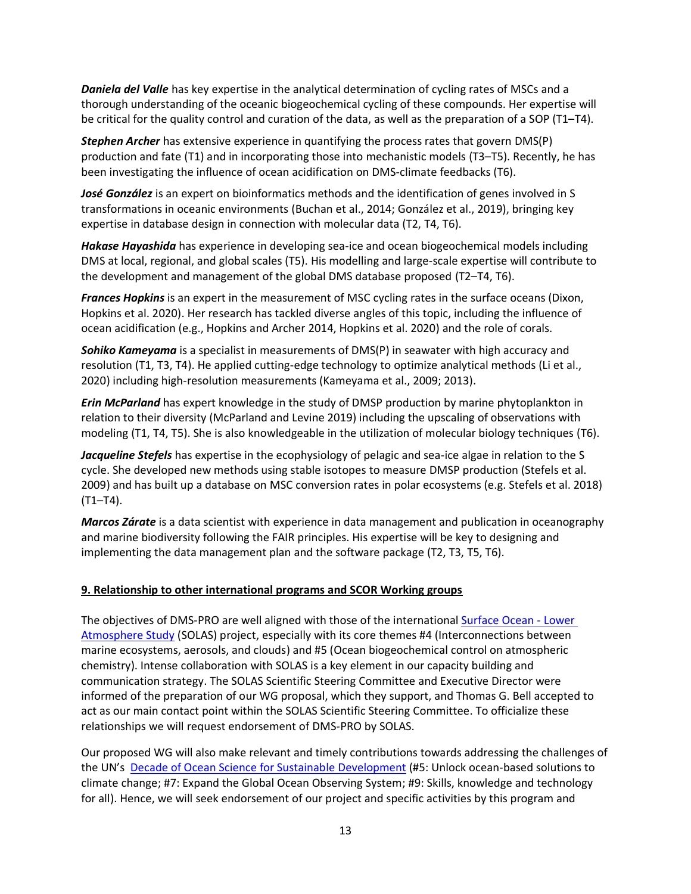***Daniela del Valle*** has key expertise in the analytical determination of cycling rates of MSCs and a thorough understanding of the oceanic biogeochemical cycling of these compounds. Her expertise will be critical for the quality control and curation of the data, as well as the preparation of a SOP (T1–T4).

***Stephen Archer*** has extensive experience in quantifying the process rates that govern DMS(P) production and fate (T1) and in incorporating those into mechanistic models (T3–T5). Recently, he has been investigating the influence of ocean acidification on DMS-climate feedbacks (T6).

***José González*** is an expert on bioinformatics methods and the identification of genes involved in S transformations in oceanic environments (Buchan et al., 2014; González et al., 2019), bringing key expertise in database design in connection with molecular data (T2, T4, T6).

***Hakase Hayashida*** has experience in developing sea-ice and ocean biogeochemical models including DMS at local, regional, and global scales (T5). His modelling and large-scale expertise will contribute to the development and management of the global DMS database proposed (T2–T4, T6).

***Frances Hopkins*** is an expert in the measurement of MSC cycling rates in the surface oceans (Dixon, Hopkins et al. 2020). Her research has tackled diverse angles of this topic, including the influence of ocean acidification (e.g., Hopkins and Archer 2014, Hopkins et al. 2020) and the role of corals.

***Sohiko Kameyama*** is a specialist in measurements of DMS(P) in seawater with high accuracy and resolution (T1, T3, T4). He applied cutting-edge technology to optimize analytical methods (Li et al., 2020) including high-resolution measurements (Kameyama et al., 2009; 2013).

***Erin McParland*** has expert knowledge in the study of DMSP production by marine phytoplankton in relation to their diversity (McParland and Levine 2019) including the upscaling of observations with modeling (T1, T4, T5). She is also knowledgeable in the utilization of molecular biology techniques (T6).

***Jacqueline Stefels*** has expertise in the ecophysiology of pelagic and sea-ice algae in relation to the S cycle. She developed new methods using stable isotopes to measure DMSP production (Stefels et al. 2009) and has built up a database on MSC conversion rates in polar ecosystems (e.g. Stefels et al. 2018) (T1–T4).

***Marcos Zárate*** is a data scientist with experience in data management and publication in oceanography and marine biodiversity following the FAIR principles. His expertise will be key to designing and implementing the data management plan and the software package (T2, T3, T5, T6).

## 9. Relationship to other international programs and SCOR Working groups

The objectives of DMS-PRO are well aligned with those of the international Surface Ocean - Lower Atmosphere Study (SOLAS) project, especially with its core themes #4 (Interconnections between marine ecosystems, aerosols, and clouds) and #5 (Ocean biogeochemical control on atmospheric chemistry). Intense collaboration with SOLAS is a key element in our capacity building and communication strategy. The SOLAS Scientific Steering Committee and Executive Director were informed of the preparation of our WG proposal, which they support, and Thomas G. Bell accepted to act as our main contact point within the SOLAS Scientific Steering Committee. To officialize these relationships we will request endorsement of DMS-PRO by SOLAS.

Our proposed WG will also make relevant and timely contributions towards addressing the challenges of the UN's Decade of Ocean Science for Sustainable Development (#5: Unlock ocean-based solutions to climate change; #7: Expand the Global Ocean Observing System; #9: Skills, knowledge and technology for all). Hence, we will seek endorsement of our project and specific activities by this program and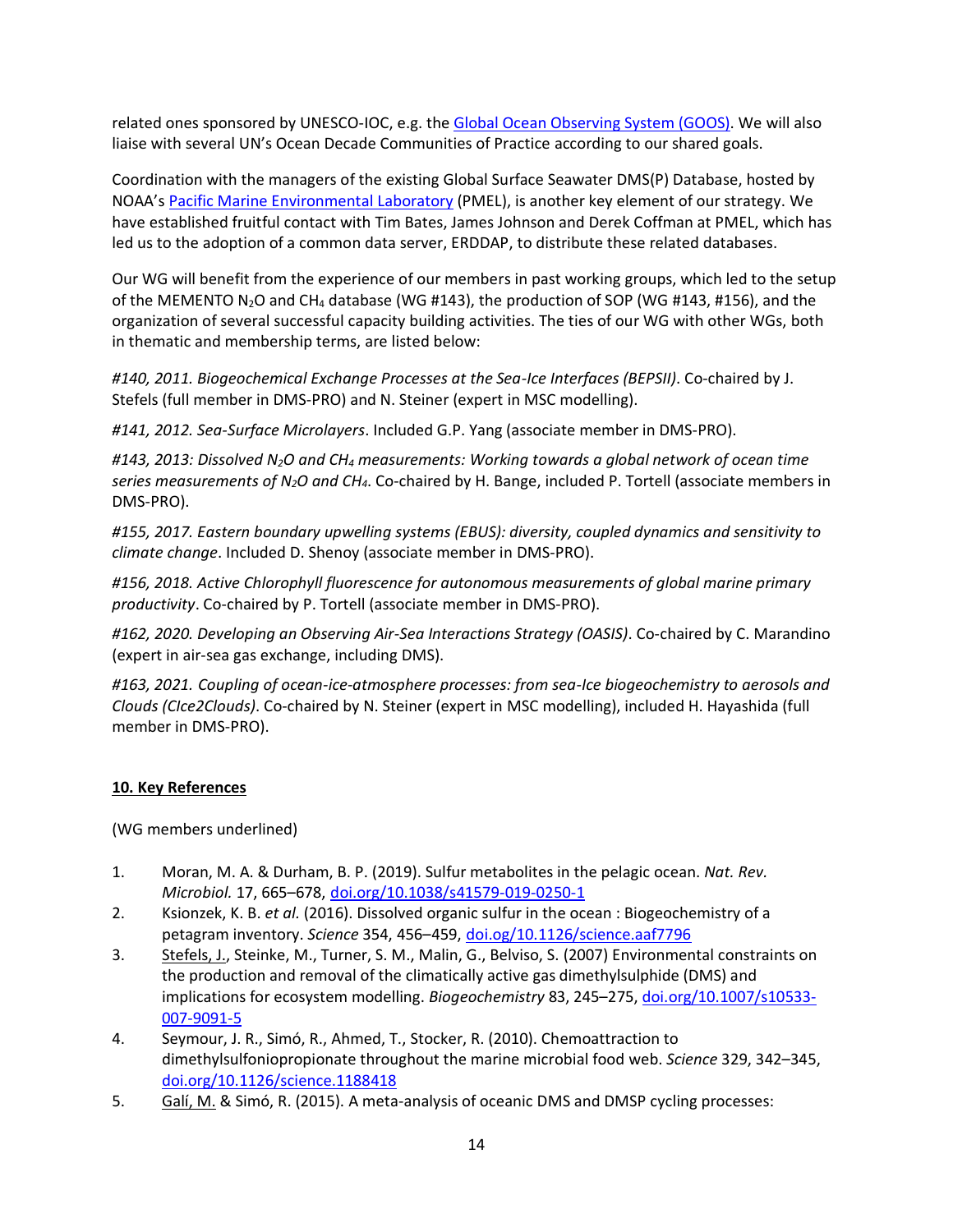related ones sponsored by UNESCO-IOC, e.g. the [Global Ocean Observing System (GOOS)](). We will also liaise with several UN's Ocean Decade Communities of Practice according to our shared goals.

Coordination with the managers of the existing Global Surface Seawater DMS(P) Database, hosted by NOAA's [Pacific Marine Environmental Laboratory]() (PMEL), is another key element of our strategy. We have established fruitful contact with Tim Bates, James Johnson and Derek Coffman at PMEL, which has led us to the adoption of a common data server, ERDDAP, to distribute these related databases.

Our WG will benefit from the experience of our members in past working groups, which led to the setup of the MEMENTO $N_2O$ and $CH_4$ database (WG #143), the production of SOP (WG #143, #156), and the organization of several successful capacity building activities. The ties of our WG with other WGs, both in thematic and membership terms, are listed below:

*#140, 2011. Biogeochemical Exchange Processes at the Sea-Ice Interfaces (BEPSII)*. Co-chaired by J. Stefels (full member in DMS-PRO) and N. Steiner (expert in MSC modelling).

*#141, 2012. Sea-Surface Microlayers*. Included G.P. Yang (associate member in DMS-PRO).

*#143, 2013: Dissolved $N_2O$ and $CH_4$ measurements: Working towards a global network of ocean time series measurements of $N_2O$ and $CH_4$*. Co-chaired by H. Bange, included P. Tortell (associate members in DMS-PRO).

*#155, 2017. Eastern boundary upwelling systems (EBUS): diversity, coupled dynamics and sensitivity to climate change*. Included D. Shenoy (associate member in DMS-PRO).

*#156, 2018. Active Chlorophyll fluorescence for autonomous measurements of global marine primary productivity*. Co-chaired by P. Tortell (associate member in DMS-PRO).

*#162, 2020. Developing an Observing Air-Sea Interactions Strategy (OASIS)*. Co-chaired by C. Marandino (expert in air-sea gas exchange, including DMS).

*#163, 2021. Coupling of ocean-ice-atmosphere processes: from sea-Ice biogeochemistry to aerosols and Clouds (CIce2Clouds)*. Co-chaired by N. Steiner (expert in MSC modelling), included H. Hayashida (full member in DMS-PRO).

## 10. Key References

(WG members underlined)

1. Moran, M. A. & Durham, B. P. (2019). Sulfur metabolites in the pelagic ocean. *Nat. Rev. Microbiol.* 17, 665–678, doi.org/10.1038/s41579-019-0250-1
2. Ksionzek, K. B. *et al.* (2016). Dissolved organic sulfur in the ocean : Biogeochemistry of a petagram inventory. *Science* 354, 456–459, doi.og/10.1126/science.aaf7796
3. Stefels, J., Steinke, M., Turner, S. M., Malin, G., Belviso, S. (2007) Environmental constraints on the production and removal of the climatically active gas dimethylsulphide (DMS) and implications for ecosystem modelling. *Biogeochemistry* 83, 245–275, doi.org/10.1007/s10533-007-9091-5
4. Seymour, J. R., Simó, R., Ahmed, T., Stocker, R. (2010). Chemoattraction to dimethylsulfoniopropionate throughout the marine microbial food web. *Science* 329, 342–345, doi.org/10.1126/science.1188418
5. Galí, M. & Simó, R. (2015). A meta-analysis of oceanic DMS and DMSP cycling processes: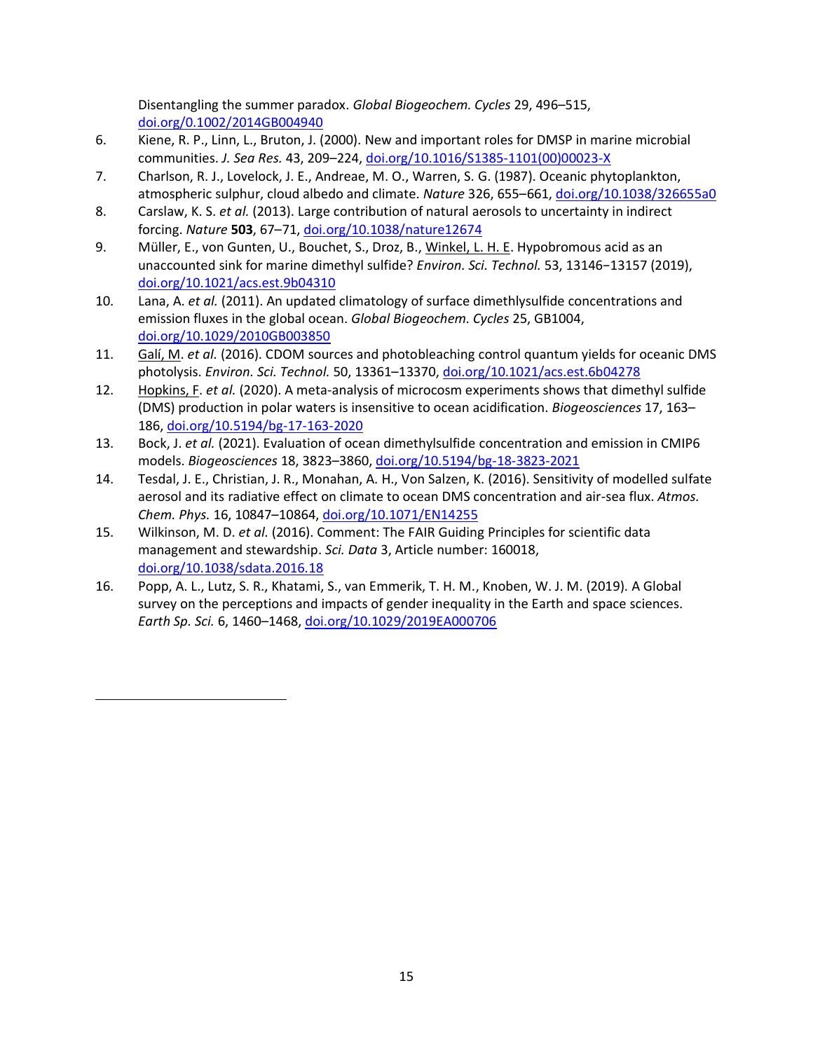Disentangling the summer paradox. *Global Biogeochem. Cycles* 29, 496–515, doi.org/0.1002/2014GB004940

6. Kiene, R. P., Linn, L., Bruton, J. (2000). New and important roles for DMSP in marine microbial communities. *J. Sea Res.* 43, 209–224, doi.org/10.1016/S1385-1101(00)00023-X
7. Charlson, R. J., Lovelock, J. E., Andreae, M. O., Warren, S. G. (1987). Oceanic phytoplankton, atmospheric sulphur, cloud albedo and climate. *Nature* 326, 655–661, doi.org/10.1038/326655a0
8. Carslaw, K. S. *et al.* (2013). Large contribution of natural aerosols to uncertainty in indirect forcing. *Nature* **503**, 67–71, doi.org/10.1038/nature12674
9. Müller, E., von Gunten, U., Bouchet, S., Droz, B., Winkel, L. H. E. Hypobromous acid as an unaccounted sink for marine dimethyl sulfide? *Environ. Sci. Technol.* 53, 13146−13157 (2019), doi.org/10.1021/acs.est.9b04310
10. Lana, A. *et al.* (2011). An updated climatology of surface dimethlysulfide concentrations and emission fluxes in the global ocean. *Global Biogeochem. Cycles* 25, GB1004, doi.org/10.1029/2010GB003850
11. Galí, M. *et al.* (2016). CDOM sources and photobleaching control quantum yields for oceanic DMS photolysis. *Environ. Sci. Technol.* 50, 13361–13370, doi.org/10.1021/acs.est.6b04278
12. Hopkins, F. *et al.* (2020). A meta-analysis of microcosm experiments shows that dimethyl sulfide (DMS) production in polar waters is insensitive to ocean acidification. *Biogeosciences* 17, 163–186, doi.org/10.5194/bg-17-163-2020
13. Bock, J. *et al.* (2021). Evaluation of ocean dimethylsulfide concentration and emission in CMIP6 models. *Biogeosciences* 18, 3823–3860, doi.org/10.5194/bg-18-3823-2021
14. Tesdal, J. E., Christian, J. R., Monahan, A. H., Von Salzen, K. (2016). Sensitivity of modelled sulfate aerosol and its radiative effect on climate to ocean DMS concentration and air-sea flux. *Atmos. Chem. Phys.* 16, 10847–10864, doi.org/10.1071/EN14255
15. Wilkinson, M. D. *et al.* (2016). Comment: The FAIR Guiding Principles for scientific data management and stewardship. *Sci. Data* 3, Article number: 160018, doi.org/10.1038/sdata.2016.18
16. Popp, A. L., Lutz, S. R., Khatami, S., van Emmerik, T. H. M., Knoben, W. J. M. (2019). A Global survey on the perceptions and impacts of gender inequality in the Earth and space sciences. *Earth Sp. Sci.* 6, 1460–1468, doi.org/10.1029/2019EA000706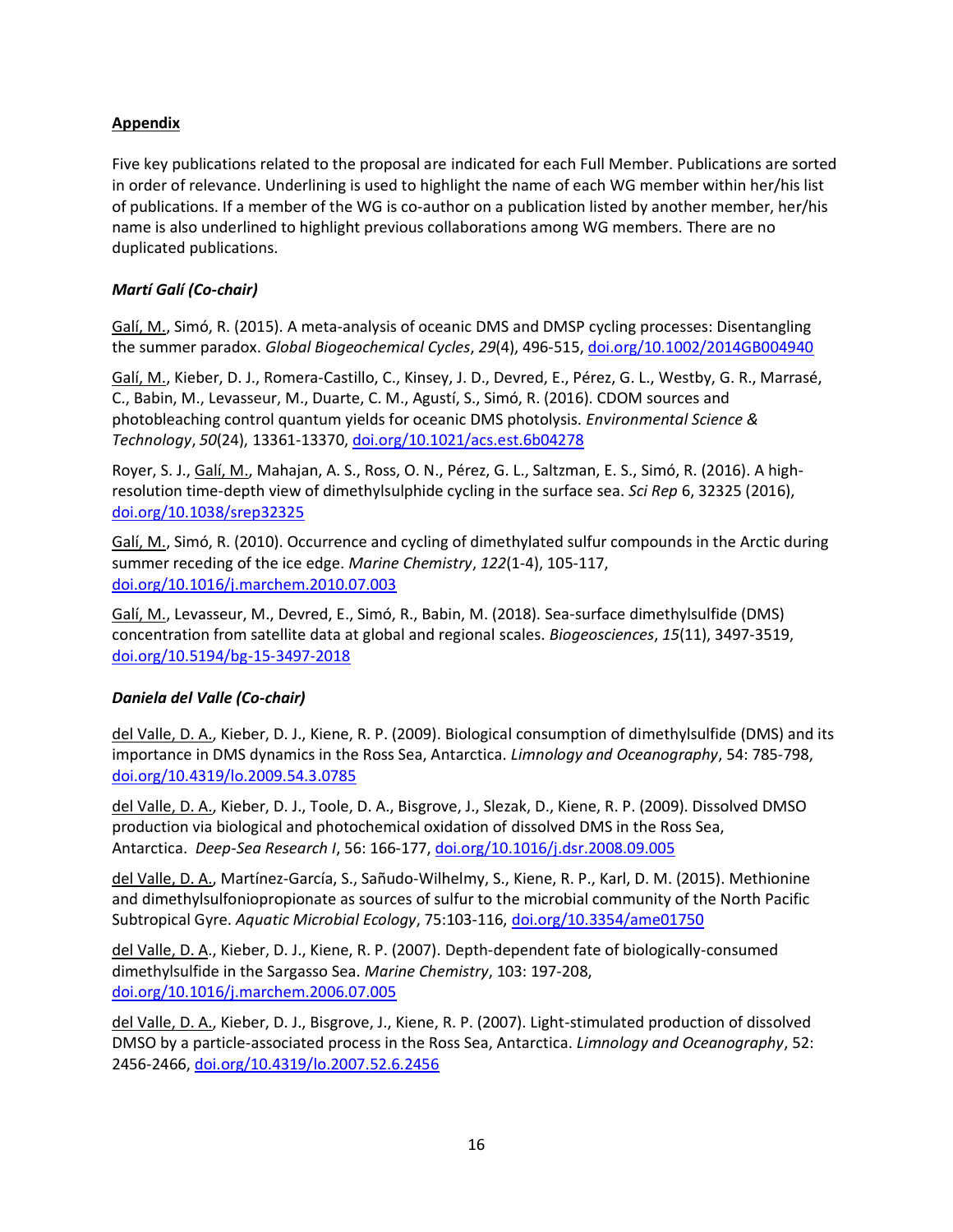**Appendix**

Five key publications related to the proposal are indicated for each Full Member. Publications are sorted in order of relevance. Underlining is used to highlight the name of each WG member within her/his list of publications. If a member of the WG is co-author on a publication listed by another member, her/his name is also underlined to highlight previous collaborations among WG members. There are no duplicated publications.

***Martí Galí (Co-chair)***

Galí, M., Simó, R. (2015). A meta-analysis of oceanic DMS and DMSP cycling processes: Disentangling the summer paradox. *Global Biogeochemical Cycles*, *29*(4), 496-515, [doi.org/10.1002/2014GB004940](https://doi.org/10.1002/2014GB004940)

Galí, M., Kieber, D. J., Romera-Castillo, C., Kinsey, J. D., Devred, E., Pérez, G. L., Westby, G. R., Marrasé, C., Babin, M., Levasseur, M., Duarte, C. M., Agustí, S., Simó, R. (2016). CDOM sources and photobleaching control quantum yields for oceanic DMS photolysis. *Environmental Science & Technology*, *50*(24), 13361-13370, [doi.org/10.1021/acs.est.6b04278](https://doi.org/10.1021/acs.est.6b04278)

Royer, S. J., Galí, M., Mahajan, A. S., Ross, O. N., Pérez, G. L., Saltzman, E. S., Simó, R. (2016). A high-resolution time-depth view of dimethylsulphide cycling in the surface sea. *Sci Rep* 6, 32325 (2016), [doi.org/10.1038/srep32325](https://doi.org/10.1038/srep32325)

Galí, M., Simó, R. (2010). Occurrence and cycling of dimethylated sulfur compounds in the Arctic during summer receding of the ice edge. *Marine Chemistry*, *122*(1-4), 105-117, [doi.org/10.1016/j.marchem.2010.07.003](https://doi.org/10.1016/j.marchem.2010.07.003)

Galí, M., Levasseur, M., Devred, E., Simó, R., Babin, M. (2018). Sea-surface dimethylsulfide (DMS) concentration from satellite data at global and regional scales. *Biogeosciences*, *15*(11), 3497-3519, [doi.org/10.5194/bg-15-3497-2018](https://doi.org/10.5194/bg-15-3497-2018)

***Daniela del Valle (Co-chair)***

del Valle, D. A., Kieber, D. J., Kiene, R. P. (2009). Biological consumption of dimethylsulfide (DMS) and its importance in DMS dynamics in the Ross Sea, Antarctica. *Limnology and Oceanography*, 54: 785-798, [doi.org/10.4319/lo.2009.54.3.0785](https://doi.org/10.4319/lo.2009.54.3.0785)

del Valle, D. A., Kieber, D. J., Toole, D. A., Bisgrove, J., Slezak, D., Kiene, R. P. (2009). Dissolved DMSO production via biological and photochemical oxidation of dissolved DMS in the Ross Sea, Antarctica. *Deep-Sea Research I*, 56: 166-177, [doi.org/10.1016/j.dsr.2008.09.005](https://doi.org/10.1016/j.dsr.2008.09.005)

del Valle, D. A., Martínez-García, S., Sañudo-Wilhelmy, S., Kiene, R. P., Karl, D. M. (2015). Methionine and dimethylsulfoniopropionate as sources of sulfur to the microbial community of the North Pacific Subtropical Gyre. *Aquatic Microbial Ecology*, 75:103-116, [doi.org/10.3354/ame01750](https://doi.org/10.3354/ame01750)

del Valle, D. A., Kieber, D. J., Kiene, R. P. (2007). Depth-dependent fate of biologically-consumed dimethylsulfide in the Sargasso Sea. *Marine Chemistry*, 103: 197-208, [doi.org/10.1016/j.marchem.2006.07.005](https://doi.org/10.1016/j.marchem.2006.07.005)

del Valle, D. A., Kieber, D. J., Bisgrove, J., Kiene, R. P. (2007). Light-stimulated production of dissolved DMSO by a particle-associated process in the Ross Sea, Antarctica. *Limnology and Oceanography*, 52: 2456-2466, [doi.org/10.4319/lo.2007.52.6.2456](https://doi.org/10.4319/lo.2007.52.6.2456)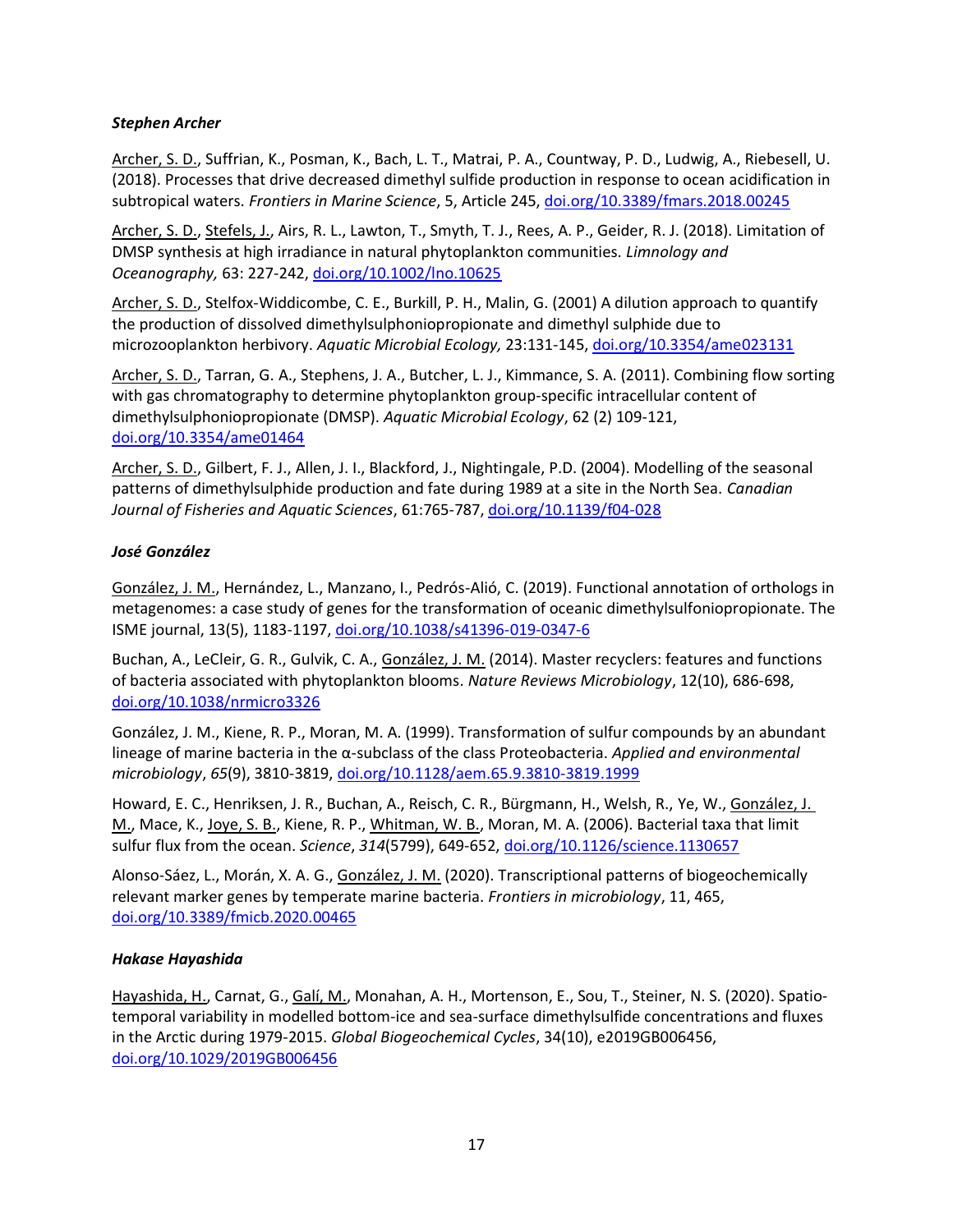***Stephen Archer***

Archer, S. D., Suffrian, K., Posman, K., Bach, L. T., Matrai, P. A., Countway, P. D., Ludwig, A., Riebesell, U. (2018). Processes that drive decreased dimethyl sulfide production in response to ocean acidification in subtropical waters. *Frontiers in Marine Science*, 5, Article 245, doi.org/10.3389/fmars.2018.00245

Archer, S. D., Stefels, J., Airs, R. L., Lawton, T., Smyth, T. J., Rees, A. P., Geider, R. J. (2018). Limitation of DMSP synthesis at high irradiance in natural phytoplankton communities. *Limnology and Oceanography,* 63: 227-242, doi.org/10.1002/lno.10625

Archer, S. D., Stelfox-Widdicombe, C. E., Burkill, P. H., Malin, G. (2001) A dilution approach to quantify the production of dissolved dimethylsulphoniopropionate and dimethyl sulphide due to microzooplankton herbivory. *Aquatic Microbial Ecology,* 23:131-145, doi.org/10.3354/ame023131

Archer, S. D., Tarran, G. A., Stephens, J. A., Butcher, L. J., Kimmance, S. A. (2011). Combining flow sorting with gas chromatography to determine phytoplankton group-specific intracellular content of dimethylsulphoniopropionate (DMSP). *Aquatic Microbial Ecology*, 62 (2) 109-121, doi.org/10.3354/ame01464

Archer, S. D., Gilbert, F. J., Allen, J. I., Blackford, J., Nightingale, P.D. (2004). Modelling of the seasonal patterns of dimethylsulphide production and fate during 1989 at a site in the North Sea. *Canadian Journal of Fisheries and Aquatic Sciences*, 61:765-787, doi.org/10.1139/f04-028

***José González***

González, J. M., Hernández, L., Manzano, I., Pedrós-Alió, C. (2019). Functional annotation of orthologs in metagenomes: a case study of genes for the transformation of oceanic dimethylsulfoniopropionate. The ISME journal, 13(5), 1183-1197, doi.org/10.1038/s41396-019-0347-6

Buchan, A., LeCleir, G. R., Gulvik, C. A., González, J. M. (2014). Master recyclers: features and functions of bacteria associated with phytoplankton blooms. *Nature Reviews Microbiology*, 12(10), 686-698, doi.org/10.1038/nrmicro3326

González, J. M., Kiene, R. P., Moran, M. A. (1999). Transformation of sulfur compounds by an abundant lineage of marine bacteria in the α-subclass of the class Proteobacteria. *Applied and environmental microbiology*, *65*(9), 3810-3819, doi.org/10.1128/aem.65.9.3810-3819.1999

Howard, E. C., Henriksen, J. R., Buchan, A., Reisch, C. R., Bürgmann, H., Welsh, R., Ye, W., González, J. M., Mace, K., Joye, S. B., Kiene, R. P., Whitman, W. B., Moran, M. A. (2006). Bacterial taxa that limit sulfur flux from the ocean. *Science*, *314*(5799), 649-652, doi.org/10.1126/science.1130657

Alonso-Sáez, L., Morán, X. A. G., González, J. M. (2020). Transcriptional patterns of biogeochemically relevant marker genes by temperate marine bacteria. *Frontiers in microbiology*, 11, 465, doi.org/10.3389/fmicb.2020.00465

***Hakase Hayashida***

Hayashida, H., Carnat, G., Galí, M., Monahan, A. H., Mortenson, E., Sou, T., Steiner, N. S. (2020). Spatio-temporal variability in modelled bottom-ice and sea-surface dimethylsulfide concentrations and fluxes in the Arctic during 1979-2015. *Global Biogeochemical Cycles*, 34(10), e2019GB006456, doi.org/10.1029/2019GB006456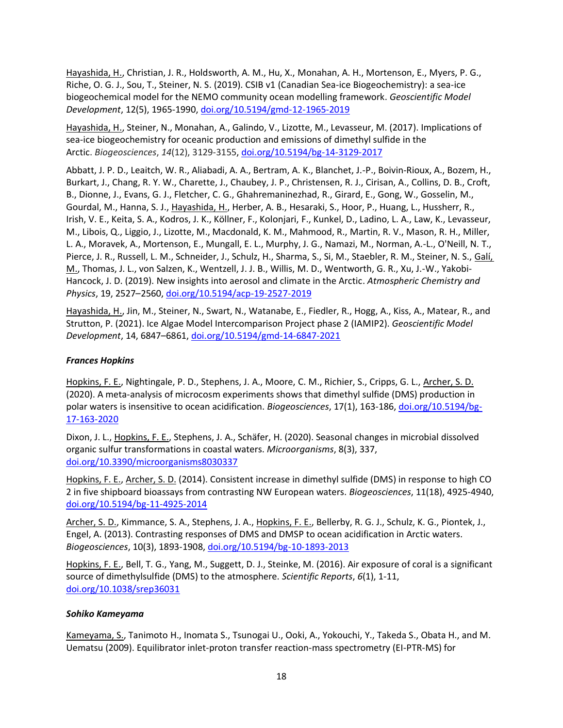Hayashida, H., Christian, J. R., Holdsworth, A. M., Hu, X., Monahan, A. H., Mortenson, E., Myers, P. G., Riche, O. G. J., Sou, T., Steiner, N. S. (2019). CSIB v1 (Canadian Sea-ice Biogeochemistry): a sea-ice biogeochemical model for the NEMO community ocean modelling framework. *Geoscientific Model Development*, 12(5), 1965-1990, doi.org/10.5194/gmd-12-1965-2019

Hayashida, H., Steiner, N., Monahan, A., Galindo, V., Lizotte, M., Levasseur, M. (2017). Implications of sea-ice biogeochemistry for oceanic production and emissions of dimethyl sulfide in the Arctic. *Biogeosciences*, *14*(12), 3129-3155, doi.org/10.5194/bg-14-3129-2017

Abbatt, J. P. D., Leaitch, W. R., Aliabadi, A. A., Bertram, A. K., Blanchet, J.-P., Boivin-Rioux, A., Bozem, H., Burkart, J., Chang, R. Y. W., Charette, J., Chaubey, J. P., Christensen, R. J., Cirisan, A., Collins, D. B., Croft, B., Dionne, J., Evans, G. J., Fletcher, C. G., Ghahremaninezhad, R., Girard, E., Gong, W., Gosselin, M., Gourdal, M., Hanna, S. J., Hayashida, H., Herber, A. B., Hesaraki, S., Hoor, P., Huang, L., Hussherr, R., Irish, V. E., Keita, S. A., Kodros, J. K., Köllner, F., Kolonjari, F., Kunkel, D., Ladino, L. A., Law, K., Levasseur, M., Libois, Q., Liggio, J., Lizotte, M., Macdonald, K. M., Mahmood, R., Martin, R. V., Mason, R. H., Miller, L. A., Moravek, A., Mortenson, E., Mungall, E. L., Murphy, J. G., Namazi, M., Norman, A.-L., O'Neill, N. T., Pierce, J. R., Russell, L. M., Schneider, J., Schulz, H., Sharma, S., Si, M., Staebler, R. M., Steiner, N. S., Galí, M., Thomas, J. L., von Salzen, K., Wentzell, J. J. B., Willis, M. D., Wentworth, G. R., Xu, J.-W., Yakobi-Hancock, J. D. (2019). New insights into aerosol and climate in the Arctic. *Atmospheric Chemistry and Physics*, 19, 2527–2560, doi.org/10.5194/acp-19-2527-2019

Hayashida, H., Jin, M., Steiner, N., Swart, N., Watanabe, E., Fiedler, R., Hogg, A., Kiss, A., Matear, R., and Strutton, P. (2021). Ice Algae Model Intercomparison Project phase 2 (IAMIP2). *Geoscientific Model Development*, 14, 6847–6861, doi.org/10.5194/gmd-14-6847-2021

***Frances Hopkins***

Hopkins, F. E., Nightingale, P. D., Stephens, J. A., Moore, C. M., Richier, S., Cripps, G. L., Archer, S. D. (2020). A meta-analysis of microcosm experiments shows that dimethyl sulfide (DMS) production in polar waters is insensitive to ocean acidification. *Biogeosciences*, 17(1), 163-186, doi.org/10.5194/bg-17-163-2020

Dixon, J. L., Hopkins, F. E., Stephens, J. A., Schäfer, H. (2020). Seasonal changes in microbial dissolved organic sulfur transformations in coastal waters. *Microorganisms*, 8(3), 337, doi.org/10.3390/microorganisms8030337

Hopkins, F. E., Archer, S. D. (2014). Consistent increase in dimethyl sulfide (DMS) in response to high CO 2 in five shipboard bioassays from contrasting NW European waters. *Biogeosciences*, 11(18), 4925-4940, doi.org/10.5194/bg-11-4925-2014

Archer, S. D., Kimmance, S. A., Stephens, J. A., Hopkins, F. E., Bellerby, R. G. J., Schulz, K. G., Piontek, J., Engel, A. (2013). Contrasting responses of DMS and DMSP to ocean acidification in Arctic waters. *Biogeosciences*, 10(3), 1893-1908, doi.org/10.5194/bg-10-1893-2013

Hopkins, F. E., Bell, T. G., Yang, M., Suggett, D. J., Steinke, M. (2016). Air exposure of coral is a significant source of dimethylsulfide (DMS) to the atmosphere. *Scientific Reports*, *6*(1), 1-11, doi.org/10.1038/srep36031

***Sohiko Kameyama***

Kameyama, S., Tanimoto H., Inomata S., Tsunogai U., Ooki, A., Yokouchi, Y., Takeda S., Obata H., and M. Uematsu (2009). Equilibrator inlet-proton transfer reaction-mass spectrometry (EI-PTR-MS) for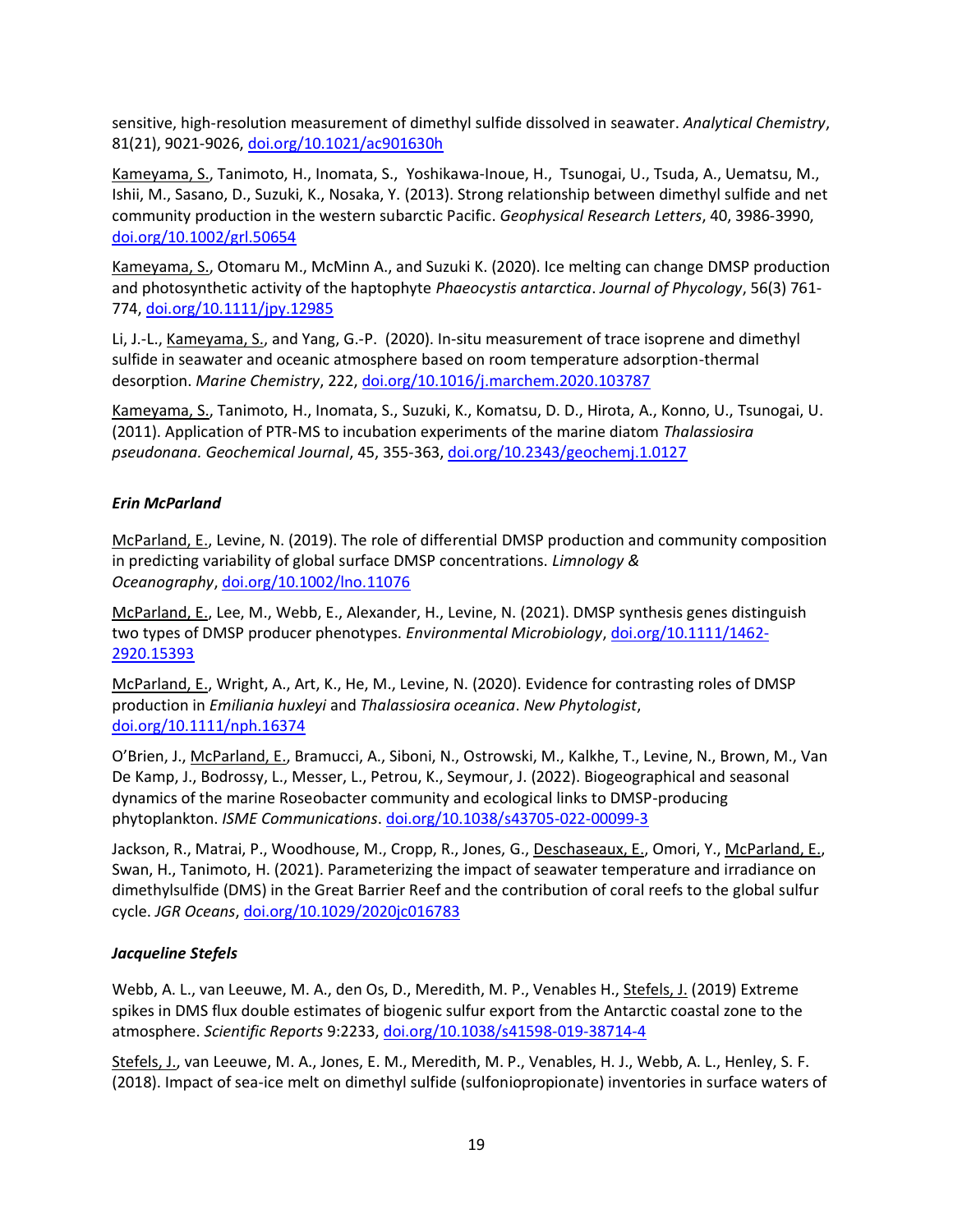sensitive, high-resolution measurement of dimethyl sulfide dissolved in seawater. *Analytical Chemistry*, 81(21), 9021-9026, doi.org/10.1021/ac901630h

Kameyama, S., Tanimoto, H., Inomata, S., Yoshikawa-Inoue, H., Tsunogai, U., Tsuda, A., Uematsu, M., Ishii, M., Sasano, D., Suzuki, K., Nosaka, Y. (2013). Strong relationship between dimethyl sulfide and net community production in the western subarctic Pacific. *Geophysical Research Letters*, 40, 3986-3990, doi.org/10.1002/grl.50654

Kameyama, S., Otomaru M., McMinn A., and Suzuki K. (2020). Ice melting can change DMSP production and photosynthetic activity of the haptophyte *Phaeocystis antarctica*. *Journal of Phycology*, 56(3) 761-774, doi.org/10.1111/jpy.12985

Li, J.-L., Kameyama, S., and Yang, G.-P. (2020). In-situ measurement of trace isoprene and dimethyl sulfide in seawater and oceanic atmosphere based on room temperature adsorption-thermal desorption. *Marine Chemistry*, 222, doi.org/10.1016/j.marchem.2020.103787

Kameyama, S., Tanimoto, H., Inomata, S., Suzuki, K., Komatsu, D. D., Hirota, A., Konno, U., Tsunogai, U. (2011). Application of PTR-MS to incubation experiments of the marine diatom *Thalassiosira pseudonana*. *Geochemical Journal*, 45, 355-363, doi.org/10.2343/geochemj.1.0127

***Erin McParland***

McParland, E., Levine, N. (2019). The role of differential DMSP production and community composition in predicting variability of global surface DMSP concentrations. *Limnology & Oceanography*, doi.org/10.1002/lno.11076

McParland, E., Lee, M., Webb, E., Alexander, H., Levine, N. (2021). DMSP synthesis genes distinguish two types of DMSP producer phenotypes. *Environmental Microbiology*, doi.org/10.1111/1462-2920.15393

McParland, E., Wright, A., Art, K., He, M., Levine, N. (2020). Evidence for contrasting roles of DMSP production in *Emiliania huxleyi* and *Thalassiosira oceanica*. *New Phytologist*, doi.org/10.1111/nph.16374

O'Brien, J., McParland, E., Bramucci, A., Siboni, N., Ostrowski, M., Kalkhe, T., Levine, N., Brown, M., Van De Kamp, J., Bodrossy, L., Messer, L., Petrou, K., Seymour, J. (2022). Biogeographical and seasonal dynamics of the marine Roseobacter community and ecological links to DMSP-producing phytoplankton. *ISME Communications*. doi.org/10.1038/s43705-022-00099-3

Jackson, R., Matrai, P., Woodhouse, M., Cropp, R., Jones, G., Deschaseaux, E., Omori, Y., McParland, E., Swan, H., Tanimoto, H. (2021). Parameterizing the impact of seawater temperature and irradiance on dimethylsulfide (DMS) in the Great Barrier Reef and the contribution of coral reefs to the global sulfur cycle. *JGR Oceans*, doi.org/10.1029/2020jc016783

***Jacqueline Stefels***

Webb, A. L., van Leeuwe, M. A., den Os, D., Meredith, M. P., Venables H., Stefels, J. (2019) Extreme spikes in DMS flux double estimates of biogenic sulfur export from the Antarctic coastal zone to the atmosphere. *Scientific Reports* 9:2233, doi.org/10.1038/s41598-019-38714-4

Stefels, J., van Leeuwe, M. A., Jones, E. M., Meredith, M. P., Venables, H. J., Webb, A. L., Henley, S. F. (2018). Impact of sea-ice melt on dimethyl sulfide (sulfoniopropionate) inventories in surface waters of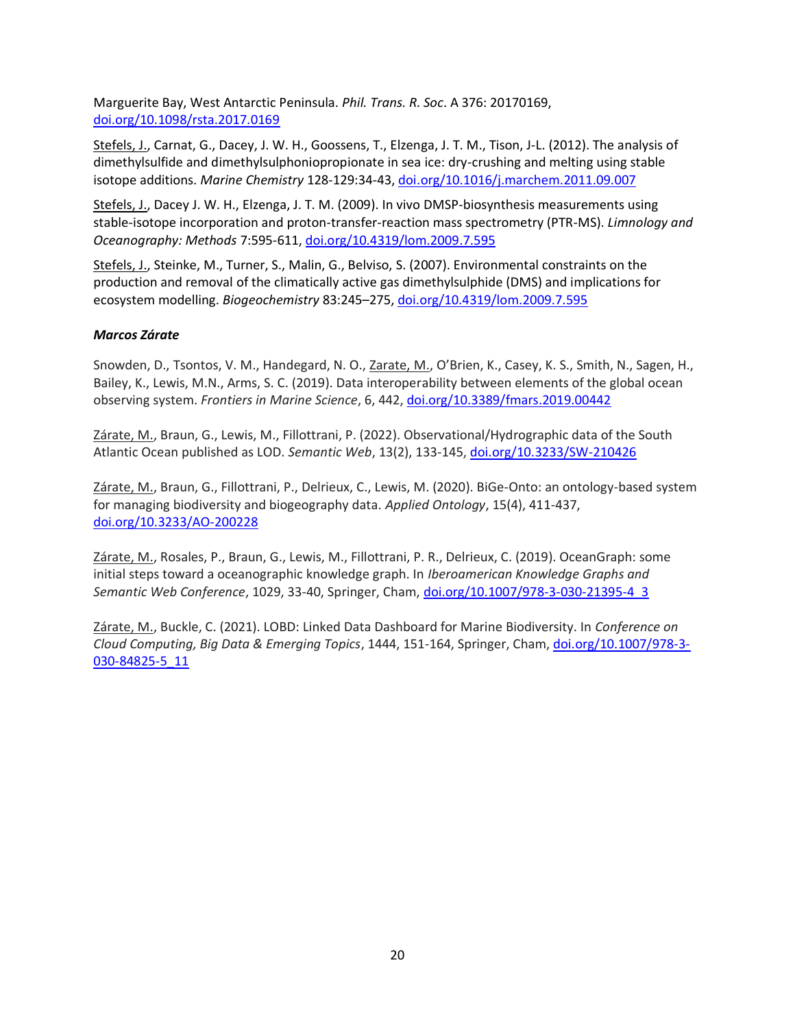Marguerite Bay, West Antarctic Peninsula. *Phil. Trans. R. Soc*. A 376: 20170169, doi.org/10.1098/rsta.2017.0169

Stefels, J., Carnat, G., Dacey, J. W. H., Goossens, T., Elzenga, J. T. M., Tison, J-L. (2012). The analysis of dimethylsulfide and dimethylsulphoniopropionate in sea ice: dry-crushing and melting using stable isotope additions. *Marine Chemistry* 128-129:34-43, doi.org/10.1016/j.marchem.2011.09.007

Stefels, J., Dacey J. W. H., Elzenga, J. T. M. (2009). In vivo DMSP-biosynthesis measurements using stable-isotope incorporation and proton-transfer-reaction mass spectrometry (PTR-MS). *Limnology and Oceanography: Methods* 7:595-611, doi.org/10.4319/lom.2009.7.595

Stefels, J., Steinke, M., Turner, S., Malin, G., Belviso, S. (2007). Environmental constraints on the production and removal of the climatically active gas dimethylsulphide (DMS) and implications for ecosystem modelling. *Biogeochemistry* 83:245–275, doi.org/10.4319/lom.2009.7.595

***Marcos Zárate***

Snowden, D., Tsontos, V. M., Handegard, N. O., Zarate, M., O'Brien, K., Casey, K. S., Smith, N., Sagen, H., Bailey, K., Lewis, M.N., Arms, S. C. (2019). Data interoperability between elements of the global ocean observing system. *Frontiers in Marine Science*, 6, 442, doi.org/10.3389/fmars.2019.00442

Zárate, M., Braun, G., Lewis, M., Fillottrani, P. (2022). Observational/Hydrographic data of the South Atlantic Ocean published as LOD. *Semantic Web*, 13(2), 133-145, doi.org/10.3233/SW-210426

Zárate, M., Braun, G., Fillottrani, P., Delrieux, C., Lewis, M. (2020). BiGe-Onto: an ontology-based system for managing biodiversity and biogeography data. *Applied Ontology*, 15(4), 411-437, doi.org/10.3233/AO-200228

Zárate, M., Rosales, P., Braun, G., Lewis, M., Fillottrani, P. R., Delrieux, C. (2019). OceanGraph: some initial steps toward a oceanographic knowledge graph. In *Iberoamerican Knowledge Graphs and Semantic Web Conference*, 1029, 33-40, Springer, Cham, doi.org/10.1007/978-3-030-21395-4_3

Zárate, M., Buckle, C. (2021). LOBD: Linked Data Dashboard for Marine Biodiversity. In *Conference on Cloud Computing, Big Data & Emerging Topics*, 1444, 151-164, Springer, Cham, doi.org/10.1007/978-3-030-84825-5_11